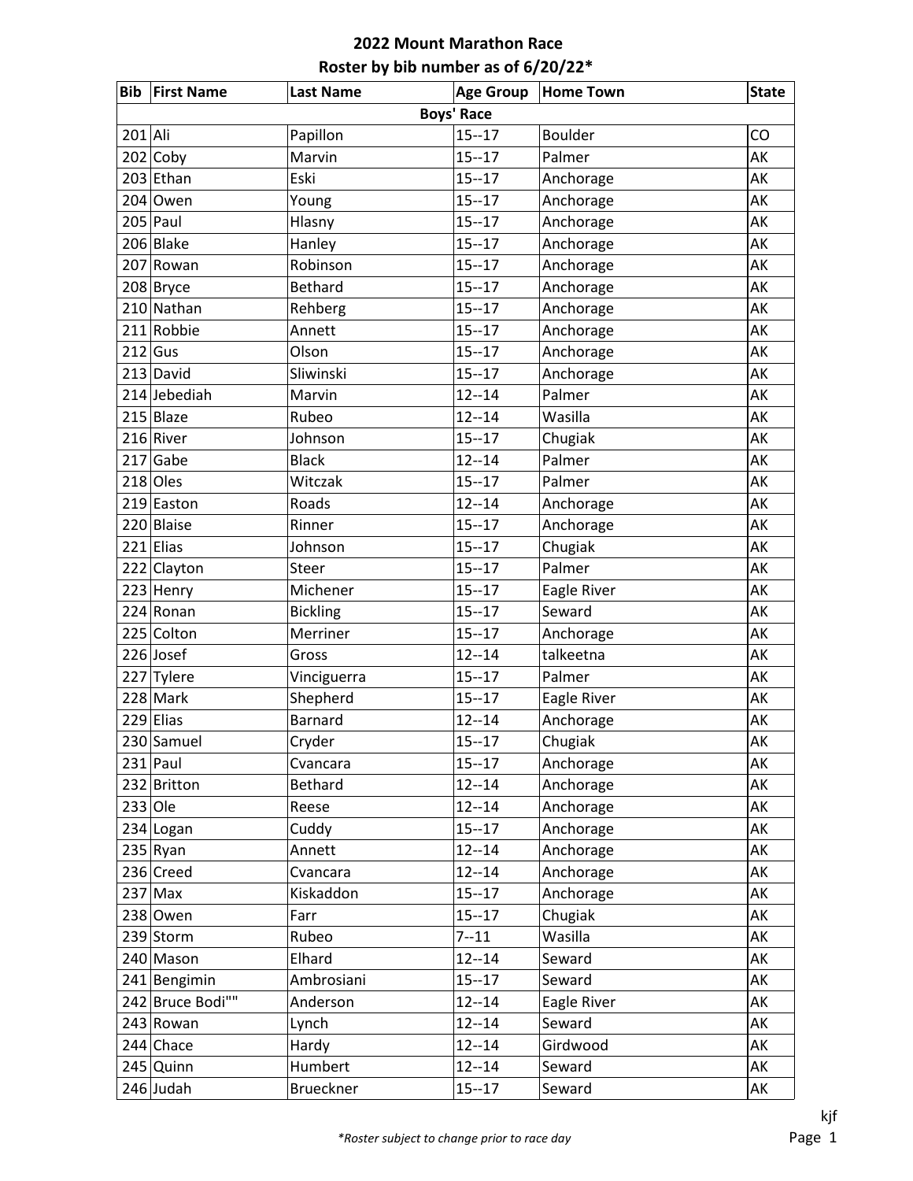# 2022 Mount Marathon Race

## Roster by bib number as of 6/20/22*

| Bib | First Name | Last Name | Age Group | Home Town | State |
|---|---|---|---|---|---|
| **Boys' Race** | | | | | |
| 201 | Ali | Papillon | 15--17 | Boulder | CO |
| 202 | Coby | Marvin | 15--17 | Palmer | AK |
| 203 | Ethan | Eski | 15--17 | Anchorage | AK |
| 204 | Owen | Young | 15--17 | Anchorage | AK |
| 205 | Paul | Hlasny | 15--17 | Anchorage | AK |
| 206 | Blake | Hanley | 15--17 | Anchorage | AK |
| 207 | Rowan | Robinson | 15--17 | Anchorage | AK |
| 208 | Bryce | Bethard | 15--17 | Anchorage | AK |
| 210 | Nathan | Rehberg | 15--17 | Anchorage | AK |
| 211 | Robbie | Annett | 15--17 | Anchorage | AK |
| 212 | Gus | Olson | 15--17 | Anchorage | AK |
| 213 | David | Sliwinski | 15--17 | Anchorage | AK |
| 214 | Jebediah | Marvin | 12--14 | Palmer | AK |
| 215 | Blaze | Rubeo | 12--14 | Wasilla | AK |
| 216 | River | Johnson | 15--17 | Chugiak | AK |
| 217 | Gabe | Black | 12--14 | Palmer | AK |
| 218 | Oles | Witczak | 15--17 | Palmer | AK |
| 219 | Easton | Roads | 12--14 | Anchorage | AK |
| 220 | Blaise | Rinner | 15--17 | Anchorage | AK |
| 221 | Elias | Johnson | 15--17 | Chugiak | AK |
| 222 | Clayton | Steer | 15--17 | Palmer | AK |
| 223 | Henry | Michener | 15--17 | Eagle River | AK |
| 224 | Ronan | Bickling | 15--17 | Seward | AK |
| 225 | Colton | Merriner | 15--17 | Anchorage | AK |
| 226 | Josef | Gross | 12--14 | talkeetna | AK |
| 227 | Tylere | Vinciguerra | 15--17 | Palmer | AK |
| 228 | Mark | Shepherd | 15--17 | Eagle River | AK |
| 229 | Elias | Barnard | 12--14 | Anchorage | AK |
| 230 | Samuel | Cryder | 15--17 | Chugiak | AK |
| 231 | Paul | Cvancara | 15--17 | Anchorage | AK |
| 232 | Britton | Bethard | 12--14 | Anchorage | AK |
| 233 | Ole | Reese | 12--14 | Anchorage | AK |
| 234 | Logan | Cuddy | 15--17 | Anchorage | AK |
| 235 | Ryan | Annett | 12--14 | Anchorage | AK |
| 236 | Creed | Cvancara | 12--14 | Anchorage | AK |
| 237 | Max | Kiskaddon | 15--17 | Anchorage | AK |
| 238 | Owen | Farr | 15--17 | Chugiak | AK |
| 239 | Storm | Rubeo | 7--11 | Wasilla | AK |
| 240 | Mason | Elhard | 12--14 | Seward | AK |
| 241 | Bengimin | Ambrosiani | 15--17 | Seward | AK |
| 242 | Bruce Bodi"" | Anderson | 12--14 | Eagle River | AK |
| 243 | Rowan | Lynch | 12--14 | Seward | AK |
| 244 | Chace | Hardy | 12--14 | Girdwood | AK |
| 245 | Quinn | Humbert | 12--14 | Seward | AK |
| 246 | Judah | Brueckner | 15--17 | Seward | AK |

kjf

*Roster subject to change prior to race day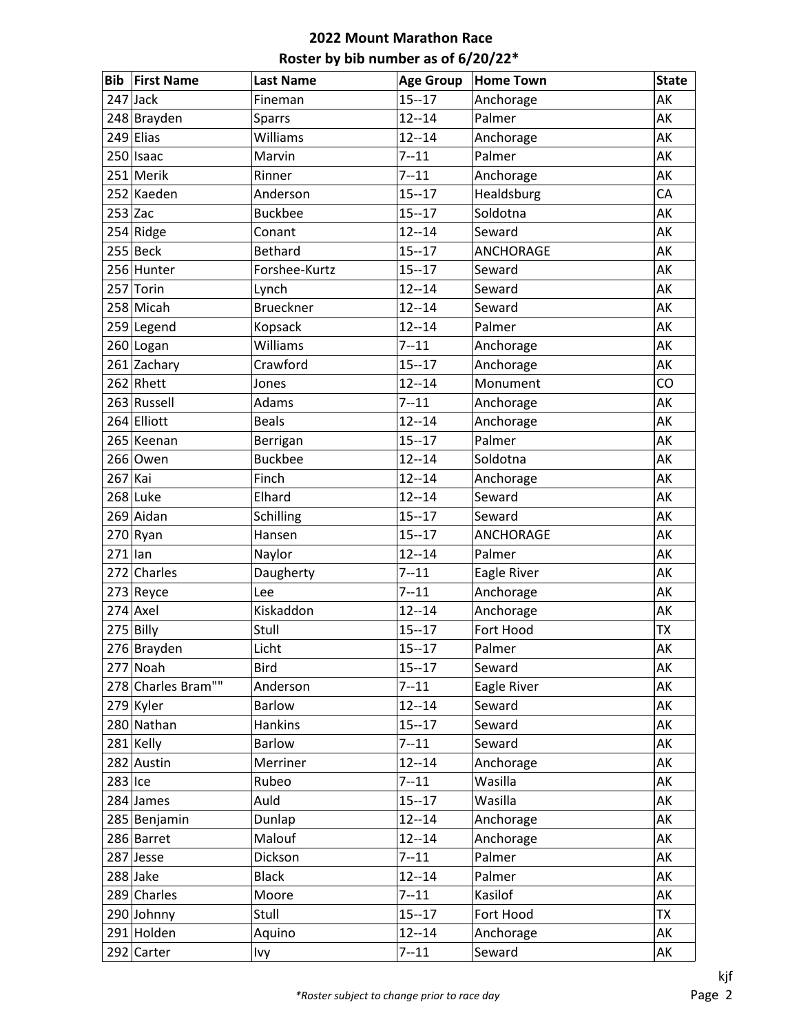# 2022 Mount Marathon Race

## Roster by bib number as of 6/20/22*

| Bib | First Name | Last Name | Age Group | Home Town | State |
|---|---|---|---|---|---|
| 247 | Jack | Fineman | 15--17 | Anchorage | AK |
| 248 | Brayden | Sparrs | 12--14 | Palmer | AK |
| 249 | Elias | Williams | 12--14 | Anchorage | AK |
| 250 | Isaac | Marvin | 7--11 | Palmer | AK |
| 251 | Merik | Rinner | 7--11 | Anchorage | AK |
| 252 | Kaeden | Anderson | 15--17 | Healdsburg | CA |
| 253 | Zac | Buckbee | 15--17 | Soldotna | AK |
| 254 | Ridge | Conant | 12--14 | Seward | AK |
| 255 | Beck | Bethard | 15--17 | ANCHORAGE | AK |
| 256 | Hunter | Forshee-Kurtz | 15--17 | Seward | AK |
| 257 | Torin | Lynch | 12--14 | Seward | AK |
| 258 | Micah | Brueckner | 12--14 | Seward | AK |
| 259 | Legend | Kopsack | 12--14 | Palmer | AK |
| 260 | Logan | Williams | 7--11 | Anchorage | AK |
| 261 | Zachary | Crawford | 15--17 | Anchorage | AK |
| 262 | Rhett | Jones | 12--14 | Monument | CO |
| 263 | Russell | Adams | 7--11 | Anchorage | AK |
| 264 | Elliott | Beals | 12--14 | Anchorage | AK |
| 265 | Keenan | Berrigan | 15--17 | Palmer | AK |
| 266 | Owen | Buckbee | 12--14 | Soldotna | AK |
| 267 | Kai | Finch | 12--14 | Anchorage | AK |
| 268 | Luke | Elhard | 12--14 | Seward | AK |
| 269 | Aidan | Schilling | 15--17 | Seward | AK |
| 270 | Ryan | Hansen | 15--17 | ANCHORAGE | AK |
| 271 | Ian | Naylor | 12--14 | Palmer | AK |
| 272 | Charles | Daugherty | 7--11 | Eagle River | AK |
| 273 | Reyce | Lee | 7--11 | Anchorage | AK |
| 274 | Axel | Kiskaddon | 12--14 | Anchorage | AK |
| 275 | Billy | Stull | 15--17 | Fort Hood | TX |
| 276 | Brayden | Licht | 15--17 | Palmer | AK |
| 277 | Noah | Bird | 15--17 | Seward | AK |
| 278 | Charles Bram"" | Anderson | 7--11 | Eagle River | AK |
| 279 | Kyler | Barlow | 12--14 | Seward | AK |
| 280 | Nathan | Hankins | 15--17 | Seward | AK |
| 281 | Kelly | Barlow | 7--11 | Seward | AK |
| 282 | Austin | Merriner | 12--14 | Anchorage | AK |
| 283 | Ice | Rubeo | 7--11 | Wasilla | AK |
| 284 | James | Auld | 15--17 | Wasilla | AK |
| 285 | Benjamin | Dunlap | 12--14 | Anchorage | AK |
| 286 | Barret | Malouf | 12--14 | Anchorage | AK |
| 287 | Jesse | Dickson | 7--11 | Palmer | AK |
| 288 | Jake | Black | 12--14 | Palmer | AK |
| 289 | Charles | Moore | 7--11 | Kasilof | AK |
| 290 | Johnny | Stull | 15--17 | Fort Hood | TX |
| 291 | Holden | Aquino | 12--14 | Anchorage | AK |
| 292 | Carter | Ivy | 7--11 | Seward | AK |

*\*Roster subject to change prior to race day*

kjf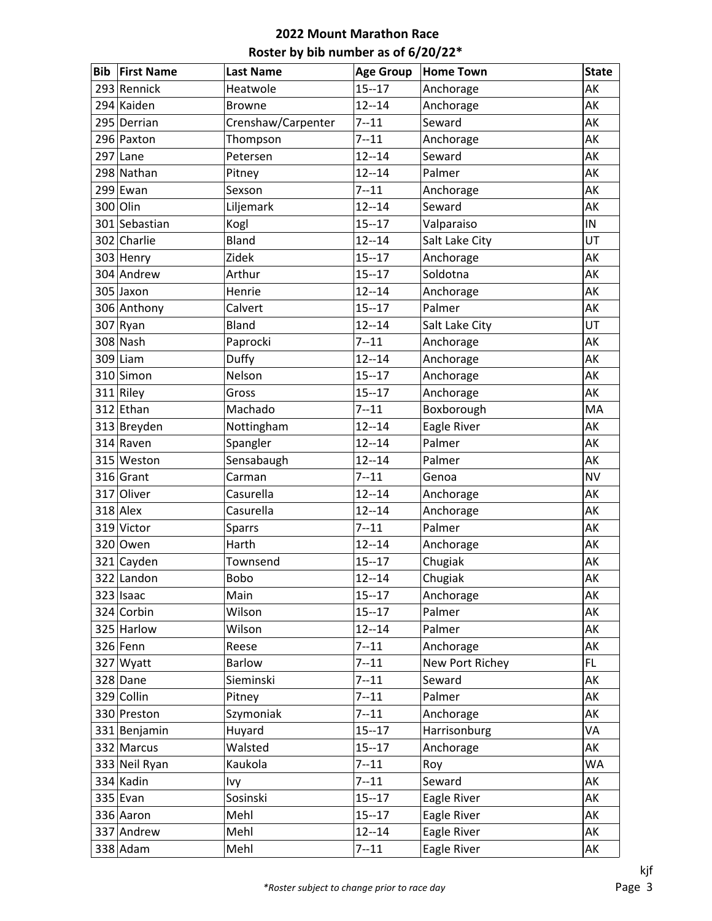# 2022 Mount Marathon Race

## Roster by bib number as of 6/20/22*

| Bib | First Name | Last Name | Age Group | Home Town | State |
|---|---|---|---|---|---|
| 293 | Rennick | Heatwole | 15--17 | Anchorage | AK |
| 294 | Kaiden | Browne | 12--14 | Anchorage | AK |
| 295 | Derrian | Crenshaw/Carpenter | 7--11 | Seward | AK |
| 296 | Paxton | Thompson | 7--11 | Anchorage | AK |
| 297 | Lane | Petersen | 12--14 | Seward | AK |
| 298 | Nathan | Pitney | 12--14 | Palmer | AK |
| 299 | Ewan | Sexson | 7--11 | Anchorage | AK |
| 300 | Olin | Liljemark | 12--14 | Seward | AK |
| 301 | Sebastian | Kogl | 15--17 | Valparaiso | IN |
| 302 | Charlie | Bland | 12--14 | Salt Lake City | UT |
| 303 | Henry | Zidek | 15--17 | Anchorage | AK |
| 304 | Andrew | Arthur | 15--17 | Soldotna | AK |
| 305 | Jaxon | Henrie | 12--14 | Anchorage | AK |
| 306 | Anthony | Calvert | 15--17 | Palmer | AK |
| 307 | Ryan | Bland | 12--14 | Salt Lake City | UT |
| 308 | Nash | Paprocki | 7--11 | Anchorage | AK |
| 309 | Liam | Duffy | 12--14 | Anchorage | AK |
| 310 | Simon | Nelson | 15--17 | Anchorage | AK |
| 311 | Riley | Gross | 15--17 | Anchorage | AK |
| 312 | Ethan | Machado | 7--11 | Boxborough | MA |
| 313 | Breyden | Nottingham | 12--14 | Eagle River | AK |
| 314 | Raven | Spangler | 12--14 | Palmer | AK |
| 315 | Weston | Sensabaugh | 12--14 | Palmer | AK |
| 316 | Grant | Carman | 7--11 | Genoa | NV |
| 317 | Oliver | Casurella | 12--14 | Anchorage | AK |
| 318 | Alex | Casurella | 12--14 | Anchorage | AK |
| 319 | Victor | Sparrs | 7--11 | Palmer | AK |
| 320 | Owen | Harth | 12--14 | Anchorage | AK |
| 321 | Cayden | Townsend | 15--17 | Chugiak | AK |
| 322 | Landon | Bobo | 12--14 | Chugiak | AK |
| 323 | Isaac | Main | 15--17 | Anchorage | AK |
| 324 | Corbin | Wilson | 15--17 | Palmer | AK |
| 325 | Harlow | Wilson | 12--14 | Palmer | AK |
| 326 | Fenn | Reese | 7--11 | Anchorage | AK |
| 327 | Wyatt | Barlow | 7--11 | New Port Richey | FL |
| 328 | Dane | Sieminski | 7--11 | Seward | AK |
| 329 | Collin | Pitney | 7--11 | Palmer | AK |
| 330 | Preston | Szymoniak | 7--11 | Anchorage | AK |
| 331 | Benjamin | Huyard | 15--17 | Harrisonburg | VA |
| 332 | Marcus | Walsted | 15--17 | Anchorage | AK |
| 333 | Neil Ryan | Kaukola | 7--11 | Roy | WA |
| 334 | Kadin | Ivy | 7--11 | Seward | AK |
| 335 | Evan | Sosinski | 15--17 | Eagle River | AK |
| 336 | Aaron | Mehl | 15--17 | Eagle River | AK |
| 337 | Andrew | Mehl | 12--14 | Eagle River | AK |
| 338 | Adam | Mehl | 7--11 | Eagle River | AK |

*\*Roster subject to change prior to race day*

kjf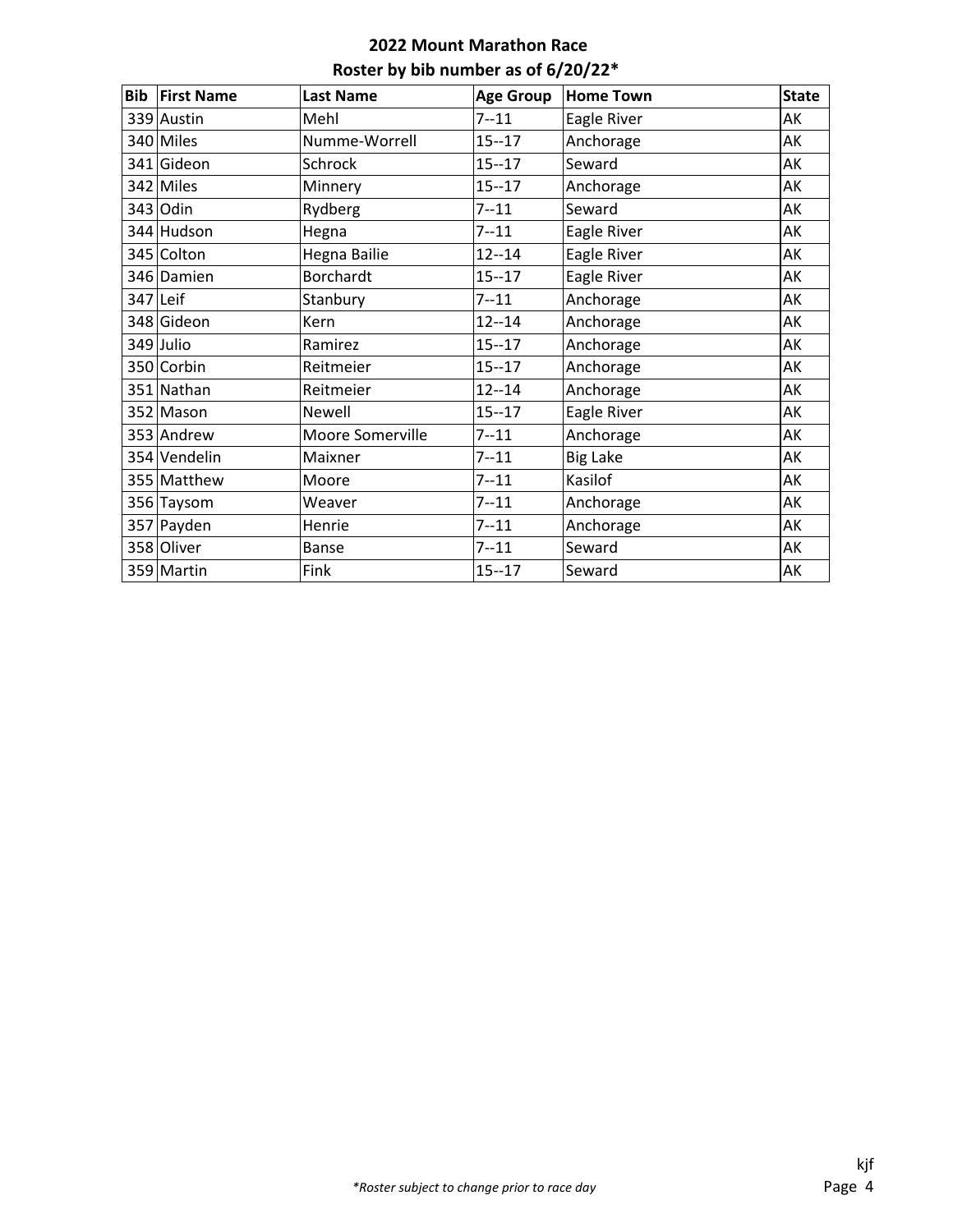## 2022 Mount Marathon Race
## Roster by bib number as of 6/20/22*

| Bib | First Name | Last Name | Age Group | Home Town | State |
|---|---|---|---|---|---|
| 339 | Austin | Mehl | 7--11 | Eagle River | AK |
| 340 | Miles | Numme-Worrell | 15--17 | Anchorage | AK |
| 341 | Gideon | Schrock | 15--17 | Seward | AK |
| 342 | Miles | Minnery | 15--17 | Anchorage | AK |
| 343 | Odin | Rydberg | 7--11 | Seward | AK |
| 344 | Hudson | Hegna | 7--11 | Eagle River | AK |
| 345 | Colton | Hegna Bailie | 12--14 | Eagle River | AK |
| 346 | Damien | Borchardt | 15--17 | Eagle River | AK |
| 347 | Leif | Stanbury | 7--11 | Anchorage | AK |
| 348 | Gideon | Kern | 12--14 | Anchorage | AK |
| 349 | Julio | Ramirez | 15--17 | Anchorage | AK |
| 350 | Corbin | Reitmeier | 15--17 | Anchorage | AK |
| 351 | Nathan | Reitmeier | 12--14 | Anchorage | AK |
| 352 | Mason | Newell | 15--17 | Eagle River | AK |
| 353 | Andrew | Moore Somerville | 7--11 | Anchorage | AK |
| 354 | Vendelin | Maixner | 7--11 | Big Lake | AK |
| 355 | Matthew | Moore | 7--11 | Kasilof | AK |
| 356 | Taysom | Weaver | 7--11 | Anchorage | AK |
| 357 | Payden | Henrie | 7--11 | Anchorage | AK |
| 358 | Oliver | Banse | 7--11 | Seward | AK |
| 359 | Martin | Fink | 15--17 | Seward | AK |

kjf

*Roster subject to change prior to race day*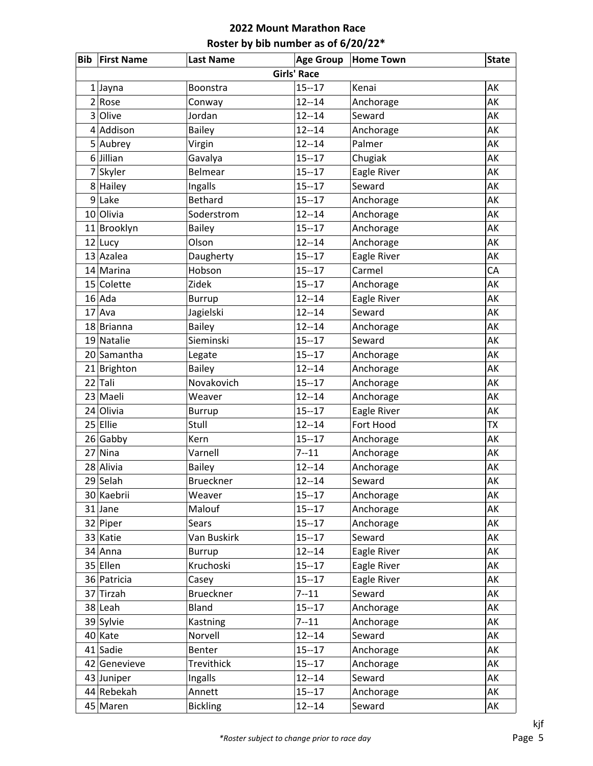# 2022 Mount Marathon Race

## Roster by bib number as of 6/20/22*

| Bib | First Name | Last Name | Age Group | Home Town | State |
|---|---|---|---|---|---|
| **Girls' Race** | | | | | |
| 1 | Jayna | Boonstra | 15--17 | Kenai | AK |
| 2 | Rose | Conway | 12--14 | Anchorage | AK |
| 3 | Olive | Jordan | 12--14 | Seward | AK |
| 4 | Addison | Bailey | 12--14 | Anchorage | AK |
| 5 | Aubrey | Virgin | 12--14 | Palmer | AK |
| 6 | Jillian | Gavalya | 15--17 | Chugiak | AK |
| 7 | Skyler | Belmear | 15--17 | Eagle River | AK |
| 8 | Hailey | Ingalls | 15--17 | Seward | AK |
| 9 | Lake | Bethard | 15--17 | Anchorage | AK |
| 10 | Olivia | Soderstrom | 12--14 | Anchorage | AK |
| 11 | Brooklyn | Bailey | 15--17 | Anchorage | AK |
| 12 | Lucy | Olson | 12--14 | Anchorage | AK |
| 13 | Azalea | Daugherty | 15--17 | Eagle River | AK |
| 14 | Marina | Hobson | 15--17 | Carmel | CA |
| 15 | Colette | Zidek | 15--17 | Anchorage | AK |
| 16 | Ada | Burrup | 12--14 | Eagle River | AK |
| 17 | Ava | Jagielski | 12--14 | Seward | AK |
| 18 | Brianna | Bailey | 12--14 | Anchorage | AK |
| 19 | Natalie | Sieminski | 15--17 | Seward | AK |
| 20 | Samantha | Legate | 15--17 | Anchorage | AK |
| 21 | Brighton | Bailey | 12--14 | Anchorage | AK |
| 22 | Tali | Novakovich | 15--17 | Anchorage | AK |
| 23 | Maeli | Weaver | 12--14 | Anchorage | AK |
| 24 | Olivia | Burrup | 15--17 | Eagle River | AK |
| 25 | Ellie | Stull | 12--14 | Fort Hood | TX |
| 26 | Gabby | Kern | 15--17 | Anchorage | AK |
| 27 | Nina | Varnell | 7--11 | Anchorage | AK |
| 28 | Alivia | Bailey | 12--14 | Anchorage | AK |
| 29 | Selah | Brueckner | 12--14 | Seward | AK |
| 30 | Kaebrii | Weaver | 15--17 | Anchorage | AK |
| 31 | Jane | Malouf | 15--17 | Anchorage | AK |
| 32 | Piper | Sears | 15--17 | Anchorage | AK |
| 33 | Katie | Van Buskirk | 15--17 | Seward | AK |
| 34 | Anna | Burrup | 12--14 | Eagle River | AK |
| 35 | Ellen | Kruchoski | 15--17 | Eagle River | AK |
| 36 | Patricia | Casey | 15--17 | Eagle River | AK |
| 37 | Tirzah | Brueckner | 7--11 | Seward | AK |
| 38 | Leah | Bland | 15--17 | Anchorage | AK |
| 39 | Sylvie | Kastning | 7--11 | Anchorage | AK |
| 40 | Kate | Norvell | 12--14 | Seward | AK |
| 41 | Sadie | Benter | 15--17 | Anchorage | AK |
| 42 | Genevieve | Trevithick | 15--17 | Anchorage | AK |
| 43 | Juniper | Ingalls | 12--14 | Seward | AK |
| 44 | Rebekah | Annett | 15--17 | Anchorage | AK |
| 45 | Maren | Bickling | 12--14 | Seward | AK |

kjf

*Roster subject to change prior to race day*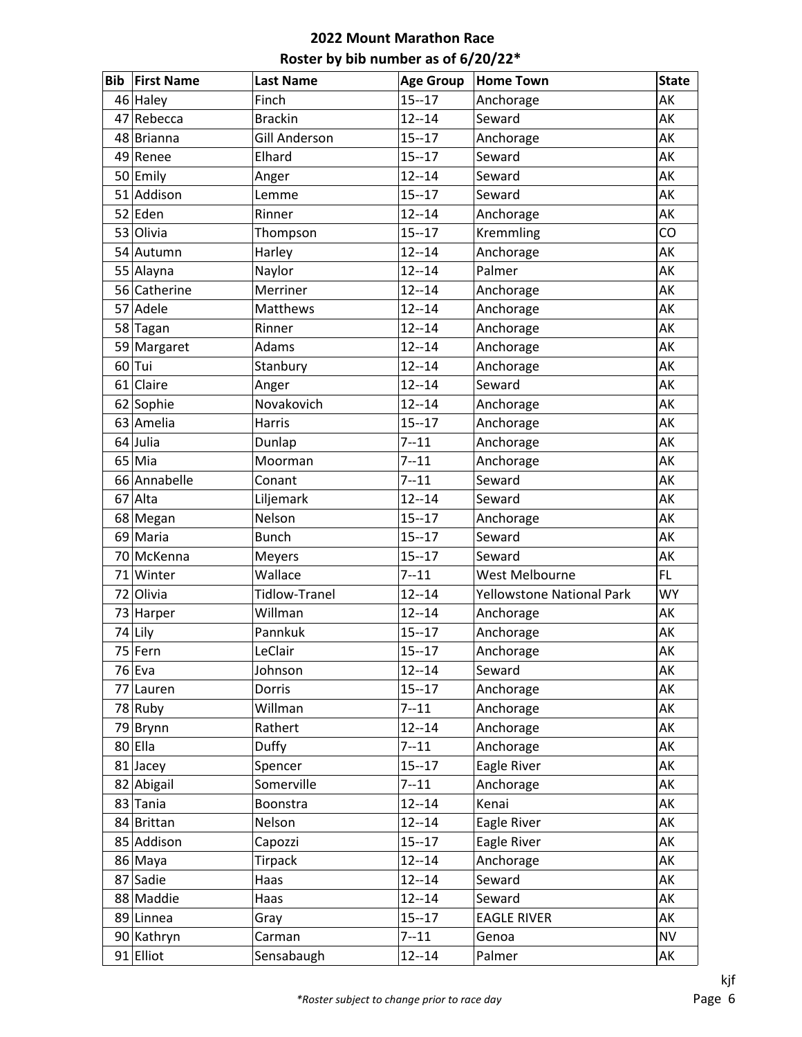# 2022 Mount Marathon Race

## Roster by bib number as of 6/20/22*

| Bib | First Name | Last Name | Age Group | Home Town | State |
|---|---|---|---|---|---|
| 46 | Haley | Finch | 15--17 | Anchorage | AK |
| 47 | Rebecca | Brackin | 12--14 | Seward | AK |
| 48 | Brianna | Gill Anderson | 15--17 | Anchorage | AK |
| 49 | Renee | Elhard | 15--17 | Seward | AK |
| 50 | Emily | Anger | 12--14 | Seward | AK |
| 51 | Addison | Lemme | 15--17 | Seward | AK |
| 52 | Eden | Rinner | 12--14 | Anchorage | AK |
| 53 | Olivia | Thompson | 15--17 | Kremmling | CO |
| 54 | Autumn | Harley | 12--14 | Anchorage | AK |
| 55 | Alayna | Naylor | 12--14 | Palmer | AK |
| 56 | Catherine | Merriner | 12--14 | Anchorage | AK |
| 57 | Adele | Matthews | 12--14 | Anchorage | AK |
| 58 | Tagan | Rinner | 12--14 | Anchorage | AK |
| 59 | Margaret | Adams | 12--14 | Anchorage | AK |
| 60 | Tui | Stanbury | 12--14 | Anchorage | AK |
| 61 | Claire | Anger | 12--14 | Seward | AK |
| 62 | Sophie | Novakovich | 12--14 | Anchorage | AK |
| 63 | Amelia | Harris | 15--17 | Anchorage | AK |
| 64 | Julia | Dunlap | 7--11 | Anchorage | AK |
| 65 | Mia | Moorman | 7--11 | Anchorage | AK |
| 66 | Annabelle | Conant | 7--11 | Seward | AK |
| 67 | Alta | Liljemark | 12--14 | Seward | AK |
| 68 | Megan | Nelson | 15--17 | Anchorage | AK |
| 69 | Maria | Bunch | 15--17 | Seward | AK |
| 70 | McKenna | Meyers | 15--17 | Seward | AK |
| 71 | Winter | Wallace | 7--11 | West Melbourne | FL |
| 72 | Olivia | Tidlow-Tranel | 12--14 | Yellowstone National Park | WY |
| 73 | Harper | Willman | 12--14 | Anchorage | AK |
| 74 | Lily | Pannkuk | 15--17 | Anchorage | AK |
| 75 | Fern | LeClair | 15--17 | Anchorage | AK |
| 76 | Eva | Johnson | 12--14 | Seward | AK |
| 77 | Lauren | Dorris | 15--17 | Anchorage | AK |
| 78 | Ruby | Willman | 7--11 | Anchorage | AK |
| 79 | Brynn | Rathert | 12--14 | Anchorage | AK |
| 80 | Ella | Duffy | 7--11 | Anchorage | AK |
| 81 | Jacey | Spencer | 15--17 | Eagle River | AK |
| 82 | Abigail | Somerville | 7--11 | Anchorage | AK |
| 83 | Tania | Boonstra | 12--14 | Kenai | AK |
| 84 | Brittan | Nelson | 12--14 | Eagle River | AK |
| 85 | Addison | Capozzi | 15--17 | Eagle River | AK |
| 86 | Maya | Tirpack | 12--14 | Anchorage | AK |
| 87 | Sadie | Haas | 12--14 | Seward | AK |
| 88 | Maddie | Haas | 12--14 | Seward | AK |
| 89 | Linnea | Gray | 15--17 | EAGLE RIVER | AK |
| 90 | Kathryn | Carman | 7--11 | Genoa | NV |
| 91 | Elliot | Sensabaugh | 12--14 | Palmer | AK |

*\*Roster subject to change prior to race day*

kjf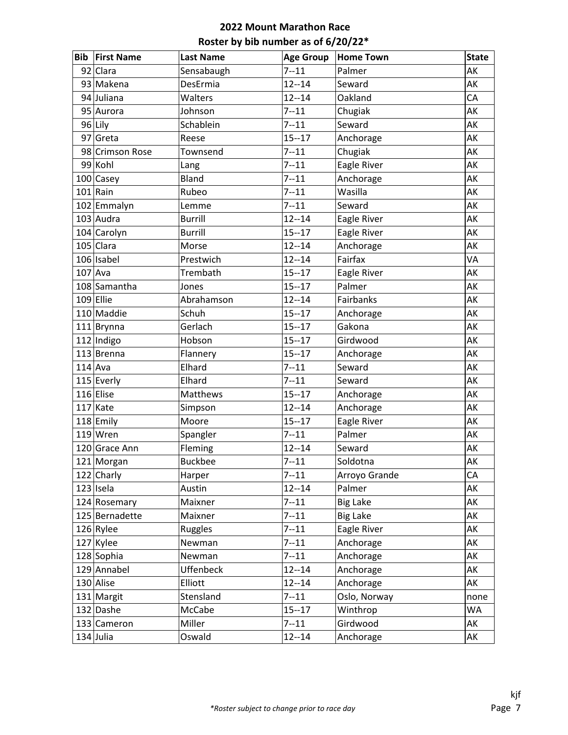# 2022 Mount Marathon Race

## Roster by bib number as of 6/20/22*

| Bib | First Name | Last Name | Age Group | Home Town | State |
|---|---|---|---|---|---|
| 92 | Clara | Sensabaugh | 7--11 | Palmer | AK |
| 93 | Makena | DesErmia | 12--14 | Seward | AK |
| 94 | Juliana | Walters | 12--14 | Oakland | CA |
| 95 | Aurora | Johnson | 7--11 | Chugiak | AK |
| 96 | Lily | Schablein | 7--11 | Seward | AK |
| 97 | Greta | Reese | 15--17 | Anchorage | AK |
| 98 | Crimson Rose | Townsend | 7--11 | Chugiak | AK |
| 99 | Kohl | Lang | 7--11 | Eagle River | AK |
| 100 | Casey | Bland | 7--11 | Anchorage | AK |
| 101 | Rain | Rubeo | 7--11 | Wasilla | AK |
| 102 | Emmalyn | Lemme | 7--11 | Seward | AK |
| 103 | Audra | Burrill | 12--14 | Eagle River | AK |
| 104 | Carolyn | Burrill | 15--17 | Eagle River | AK |
| 105 | Clara | Morse | 12--14 | Anchorage | AK |
| 106 | Isabel | Prestwich | 12--14 | Fairfax | VA |
| 107 | Ava | Trembath | 15--17 | Eagle River | AK |
| 108 | Samantha | Jones | 15--17 | Palmer | AK |
| 109 | Ellie | Abrahamson | 12--14 | Fairbanks | AK |
| 110 | Maddie | Schuh | 15--17 | Anchorage | AK |
| 111 | Brynna | Gerlach | 15--17 | Gakona | AK |
| 112 | Indigo | Hobson | 15--17 | Girdwood | AK |
| 113 | Brenna | Flannery | 15--17 | Anchorage | AK |
| 114 | Ava | Elhard | 7--11 | Seward | AK |
| 115 | Everly | Elhard | 7--11 | Seward | AK |
| 116 | Elise | Matthews | 15--17 | Anchorage | AK |
| 117 | Kate | Simpson | 12--14 | Anchorage | AK |
| 118 | Emily | Moore | 15--17 | Eagle River | AK |
| 119 | Wren | Spangler | 7--11 | Palmer | AK |
| 120 | Grace Ann | Fleming | 12--14 | Seward | AK |
| 121 | Morgan | Buckbee | 7--11 | Soldotna | AK |
| 122 | Charly | Harper | 7--11 | Arroyo Grande | CA |
| 123 | Isela | Austin | 12--14 | Palmer | AK |
| 124 | Rosemary | Maixner | 7--11 | Big Lake | AK |
| 125 | Bernadette | Maixner | 7--11 | Big Lake | AK |
| 126 | Rylee | Ruggles | 7--11 | Eagle River | AK |
| 127 | Kylee | Newman | 7--11 | Anchorage | AK |
| 128 | Sophia | Newman | 7--11 | Anchorage | AK |
| 129 | Annabel | Uffenbeck | 12--14 | Anchorage | AK |
| 130 | Alise | Elliott | 12--14 | Anchorage | AK |
| 131 | Margit | Stensland | 7--11 | Oslo, Norway | none |
| 132 | Dashe | McCabe | 15--17 | Winthrop | WA |
| 133 | Cameron | Miller | 7--11 | Girdwood | AK |
| 134 | Julia | Oswald | 12--14 | Anchorage | AK |

*\*Roster subject to change prior to race day*

kjf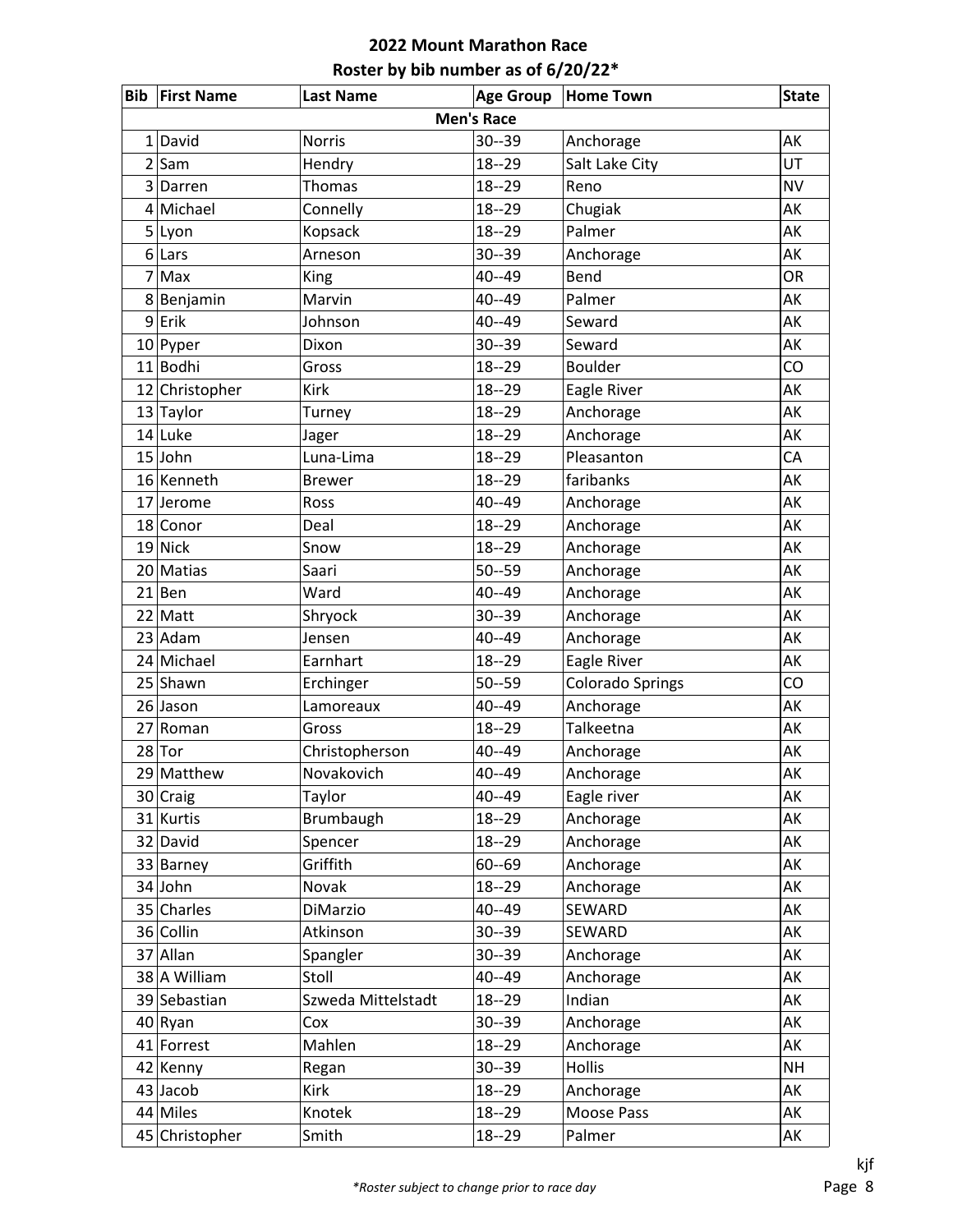# 2022 Mount Marathon Race

## Roster by bib number as of 6/20/22*

| Bib | First Name | Last Name | Age Group | Home Town | State |
|---|---|---|---|---|---|
| **Men's Race** | | | | | |
| 1 | David | Norris | 30--39 | Anchorage | AK |
| 2 | Sam | Hendry | 18--29 | Salt Lake City | UT |
| 3 | Darren | Thomas | 18--29 | Reno | NV |
| 4 | Michael | Connelly | 18--29 | Chugiak | AK |
| 5 | Lyon | Kopsack | 18--29 | Palmer | AK |
| 6 | Lars | Arneson | 30--39 | Anchorage | AK |
| 7 | Max | King | 40--49 | Bend | OR |
| 8 | Benjamin | Marvin | 40--49 | Palmer | AK |
| 9 | Erik | Johnson | 40--49 | Seward | AK |
| 10 | Pyper | Dixon | 30--39 | Seward | AK |
| 11 | Bodhi | Gross | 18--29 | Boulder | CO |
| 12 | Christopher | Kirk | 18--29 | Eagle River | AK |
| 13 | Taylor | Turney | 18--29 | Anchorage | AK |
| 14 | Luke | Jager | 18--29 | Anchorage | AK |
| 15 | John | Luna-Lima | 18--29 | Pleasanton | CA |
| 16 | Kenneth | Brewer | 18--29 | faribanks | AK |
| 17 | Jerome | Ross | 40--49 | Anchorage | AK |
| 18 | Conor | Deal | 18--29 | Anchorage | AK |
| 19 | Nick | Snow | 18--29 | Anchorage | AK |
| 20 | Matias | Saari | 50--59 | Anchorage | AK |
| 21 | Ben | Ward | 40--49 | Anchorage | AK |
| 22 | Matt | Shryock | 30--39 | Anchorage | AK |
| 23 | Adam | Jensen | 40--49 | Anchorage | AK |
| 24 | Michael | Earnhart | 18--29 | Eagle River | AK |
| 25 | Shawn | Erchinger | 50--59 | Colorado Springs | CO |
| 26 | Jason | Lamoreaux | 40--49 | Anchorage | AK |
| 27 | Roman | Gross | 18--29 | Talkeetna | AK |
| 28 | Tor | Christopherson | 40--49 | Anchorage | AK |
| 29 | Matthew | Novakovich | 40--49 | Anchorage | AK |
| 30 | Craig | Taylor | 40--49 | Eagle river | AK |
| 31 | Kurtis | Brumbaugh | 18--29 | Anchorage | AK |
| 32 | David | Spencer | 18--29 | Anchorage | AK |
| 33 | Barney | Griffith | 60--69 | Anchorage | AK |
| 34 | John | Novak | 18--29 | Anchorage | AK |
| 35 | Charles | DiMarzio | 40--49 | SEWARD | AK |
| 36 | Collin | Atkinson | 30--39 | SEWARD | AK |
| 37 | Allan | Spangler | 30--39 | Anchorage | AK |
| 38 | A William | Stoll | 40--49 | Anchorage | AK |
| 39 | Sebastian | Szweda Mittelstadt | 18--29 | Indian | AK |
| 40 | Ryan | Cox | 30--39 | Anchorage | AK |
| 41 | Forrest | Mahlen | 18--29 | Anchorage | AK |
| 42 | Kenny | Regan | 30--39 | Hollis | NH |
| 43 | Jacob | Kirk | 18--29 | Anchorage | AK |
| 44 | Miles | Knotek | 18--29 | Moose Pass | AK |
| 45 | Christopher | Smith | 18--29 | Palmer | AK |

*\*Roster subject to change prior to race day*

kjf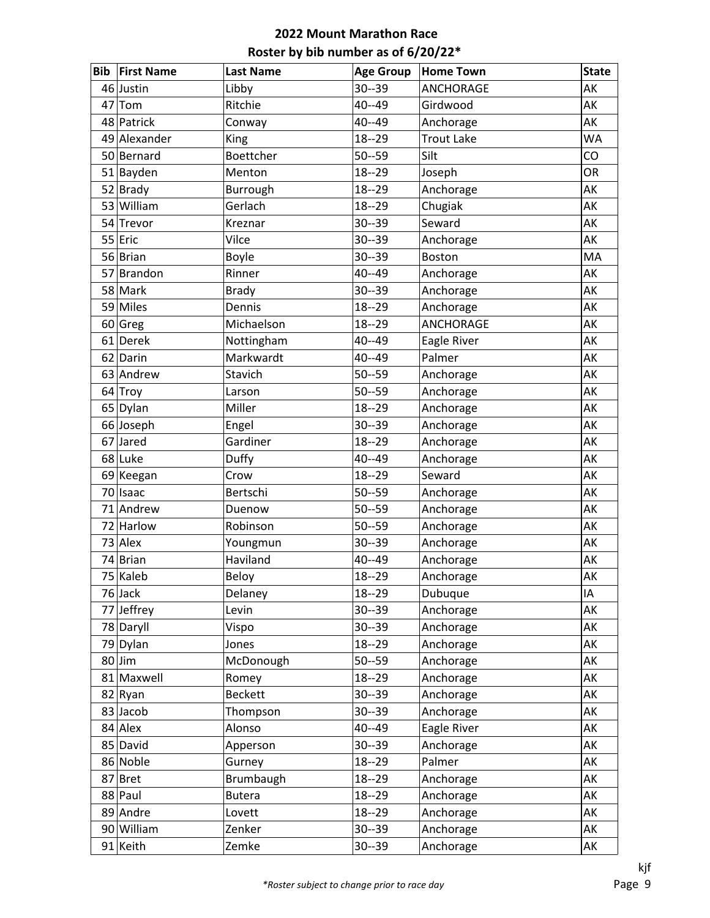**2022 Mount Marathon Race**

**Roster by bib number as of 6/20/22***

| Bib | First Name | Last Name | Age Group | Home Town | State |
|---|---|---|---|---|---|
| 46 | Justin | Libby | 30--39 | ANCHORAGE | AK |
| 47 | Tom | Ritchie | 40--49 | Girdwood | AK |
| 48 | Patrick | Conway | 40--49 | Anchorage | AK |
| 49 | Alexander | King | 18--29 | Trout Lake | WA |
| 50 | Bernard | Boettcher | 50--59 | Silt | CO |
| 51 | Bayden | Menton | 18--29 | Joseph | OR |
| 52 | Brady | Burrough | 18--29 | Anchorage | AK |
| 53 | William | Gerlach | 18--29 | Chugiak | AK |
| 54 | Trevor | Kreznar | 30--39 | Seward | AK |
| 55 | Eric | Vilce | 30--39 | Anchorage | AK |
| 56 | Brian | Boyle | 30--39 | Boston | MA |
| 57 | Brandon | Rinner | 40--49 | Anchorage | AK |
| 58 | Mark | Brady | 30--39 | Anchorage | AK |
| 59 | Miles | Dennis | 18--29 | Anchorage | AK |
| 60 | Greg | Michaelson | 18--29 | ANCHORAGE | AK |
| 61 | Derek | Nottingham | 40--49 | Eagle River | AK |
| 62 | Darin | Markwardt | 40--49 | Palmer | AK |
| 63 | Andrew | Stavich | 50--59 | Anchorage | AK |
| 64 | Troy | Larson | 50--59 | Anchorage | AK |
| 65 | Dylan | Miller | 18--29 | Anchorage | AK |
| 66 | Joseph | Engel | 30--39 | Anchorage | AK |
| 67 | Jared | Gardiner | 18--29 | Anchorage | AK |
| 68 | Luke | Duffy | 40--49 | Anchorage | AK |
| 69 | Keegan | Crow | 18--29 | Seward | AK |
| 70 | Isaac | Bertschi | 50--59 | Anchorage | AK |
| 71 | Andrew | Duenow | 50--59 | Anchorage | AK |
| 72 | Harlow | Robinson | 50--59 | Anchorage | AK |
| 73 | Alex | Youngmun | 30--39 | Anchorage | AK |
| 74 | Brian | Haviland | 40--49 | Anchorage | AK |
| 75 | Kaleb | Beloy | 18--29 | Anchorage | AK |
| 76 | Jack | Delaney | 18--29 | Dubuque | IA |
| 77 | Jeffrey | Levin | 30--39 | Anchorage | AK |
| 78 | Daryll | Vispo | 30--39 | Anchorage | AK |
| 79 | Dylan | Jones | 18--29 | Anchorage | AK |
| 80 | Jim | McDonough | 50--59 | Anchorage | AK |
| 81 | Maxwell | Romey | 18--29 | Anchorage | AK |
| 82 | Ryan | Beckett | 30--39 | Anchorage | AK |
| 83 | Jacob | Thompson | 30--39 | Anchorage | AK |
| 84 | Alex | Alonso | 40--49 | Eagle River | AK |
| 85 | David | Apperson | 30--39 | Anchorage | AK |
| 86 | Noble | Gurney | 18--29 | Palmer | AK |
| 87 | Bret | Brumbaugh | 18--29 | Anchorage | AK |
| 88 | Paul | Butera | 18--29 | Anchorage | AK |
| 89 | Andre | Lovett | 18--29 | Anchorage | AK |
| 90 | William | Zenker | 30--39 | Anchorage | AK |
| 91 | Keith | Zemke | 30--39 | Anchorage | AK |

kjf

**Roster subject to change prior to race day*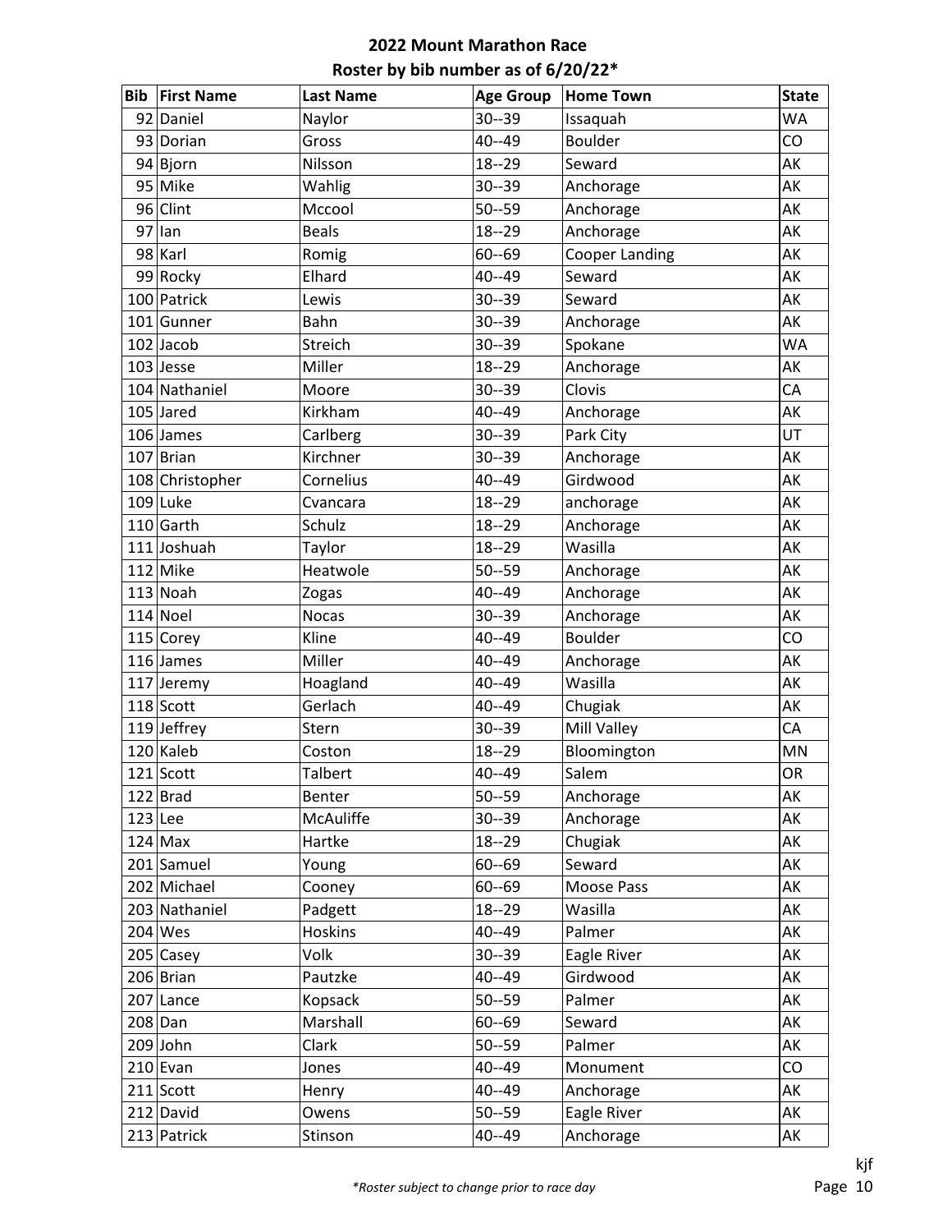# 2022 Mount Marathon Race

## Roster by bib number as of 6/20/22*

| Bib | First Name | Last Name | Age Group | Home Town | State |
|---|---|---|---|---|---|
| 92 | Daniel | Naylor | 30--39 | Issaquah | WA |
| 93 | Dorian | Gross | 40--49 | Boulder | CO |
| 94 | Bjorn | Nilsson | 18--29 | Seward | AK |
| 95 | Mike | Wahlig | 30--39 | Anchorage | AK |
| 96 | Clint | Mccool | 50--59 | Anchorage | AK |
| 97 | Ian | Beals | 18--29 | Anchorage | AK |
| 98 | Karl | Romig | 60--69 | Cooper Landing | AK |
| 99 | Rocky | Elhard | 40--49 | Seward | AK |
| 100 | Patrick | Lewis | 30--39 | Seward | AK |
| 101 | Gunner | Bahn | 30--39 | Anchorage | AK |
| 102 | Jacob | Streich | 30--39 | Spokane | WA |
| 103 | Jesse | Miller | 18--29 | Anchorage | AK |
| 104 | Nathaniel | Moore | 30--39 | Clovis | CA |
| 105 | Jared | Kirkham | 40--49 | Anchorage | AK |
| 106 | James | Carlberg | 30--39 | Park City | UT |
| 107 | Brian | Kirchner | 30--39 | Anchorage | AK |
| 108 | Christopher | Cornelius | 40--49 | Girdwood | AK |
| 109 | Luke | Cvancara | 18--29 | anchorage | AK |
| 110 | Garth | Schulz | 18--29 | Anchorage | AK |
| 111 | Joshuah | Taylor | 18--29 | Wasilla | AK |
| 112 | Mike | Heatwole | 50--59 | Anchorage | AK |
| 113 | Noah | Zogas | 40--49 | Anchorage | AK |
| 114 | Noel | Nocas | 30--39 | Anchorage | AK |
| 115 | Corey | Kline | 40--49 | Boulder | CO |
| 116 | James | Miller | 40--49 | Anchorage | AK |
| 117 | Jeremy | Hoagland | 40--49 | Wasilla | AK |
| 118 | Scott | Gerlach | 40--49 | Chugiak | AK |
| 119 | Jeffrey | Stern | 30--39 | Mill Valley | CA |
| 120 | Kaleb | Coston | 18--29 | Bloomington | MN |
| 121 | Scott | Talbert | 40--49 | Salem | OR |
| 122 | Brad | Benter | 50--59 | Anchorage | AK |
| 123 | Lee | McAuliffe | 30--39 | Anchorage | AK |
| 124 | Max | Hartke | 18--29 | Chugiak | AK |
| 201 | Samuel | Young | 60--69 | Seward | AK |
| 202 | Michael | Cooney | 60--69 | Moose Pass | AK |
| 203 | Nathaniel | Padgett | 18--29 | Wasilla | AK |
| 204 | Wes | Hoskins | 40--49 | Palmer | AK |
| 205 | Casey | Volk | 30--39 | Eagle River | AK |
| 206 | Brian | Pautzke | 40--49 | Girdwood | AK |
| 207 | Lance | Kopsack | 50--59 | Palmer | AK |
| 208 | Dan | Marshall | 60--69 | Seward | AK |
| 209 | John | Clark | 50--59 | Palmer | AK |
| 210 | Evan | Jones | 40--49 | Monument | CO |
| 211 | Scott | Henry | 40--49 | Anchorage | AK |
| 212 | David | Owens | 50--59 | Eagle River | AK |
| 213 | Patrick | Stinson | 40--49 | Anchorage | AK |

*\*Roster subject to change prior to race day*

kjf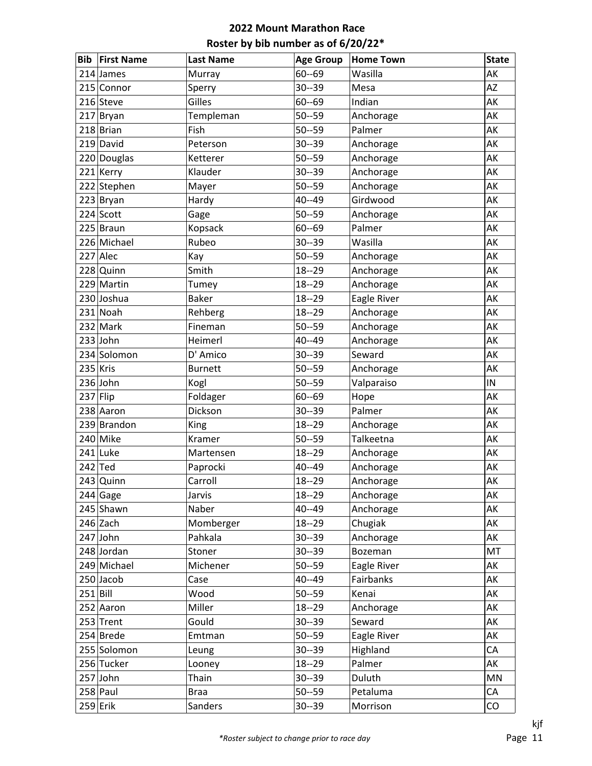**2022 Mount Marathon Race**

**Roster by bib number as of 6/20/22***

| Bib | First Name | Last Name | Age Group | Home Town | State |
|---|---|---|---|---|---|
| 214 | James | Murray | 60--69 | Wasilla | AK |
| 215 | Connor | Sperry | 30--39 | Mesa | AZ |
| 216 | Steve | Gilles | 60--69 | Indian | AK |
| 217 | Bryan | Templeman | 50--59 | Anchorage | AK |
| 218 | Brian | Fish | 50--59 | Palmer | AK |
| 219 | David | Peterson | 30--39 | Anchorage | AK |
| 220 | Douglas | Ketterer | 50--59 | Anchorage | AK |
| 221 | Kerry | Klauder | 30--39 | Anchorage | AK |
| 222 | Stephen | Mayer | 50--59 | Anchorage | AK |
| 223 | Bryan | Hardy | 40--49 | Girdwood | AK |
| 224 | Scott | Gage | 50--59 | Anchorage | AK |
| 225 | Braun | Kopsack | 60--69 | Palmer | AK |
| 226 | Michael | Rubeo | 30--39 | Wasilla | AK |
| 227 | Alec | Kay | 50--59 | Anchorage | AK |
| 228 | Quinn | Smith | 18--29 | Anchorage | AK |
| 229 | Martin | Tumey | 18--29 | Anchorage | AK |
| 230 | Joshua | Baker | 18--29 | Eagle River | AK |
| 231 | Noah | Rehberg | 18--29 | Anchorage | AK |
| 232 | Mark | Fineman | 50--59 | Anchorage | AK |
| 233 | John | Heimerl | 40--49 | Anchorage | AK |
| 234 | Solomon | D' Amico | 30--39 | Seward | AK |
| 235 | Kris | Burnett | 50--59 | Anchorage | AK |
| 236 | John | Kogl | 50--59 | Valparaiso | IN |
| 237 | Flip | Foldager | 60--69 | Hope | AK |
| 238 | Aaron | Dickson | 30--39 | Palmer | AK |
| 239 | Brandon | King | 18--29 | Anchorage | AK |
| 240 | Mike | Kramer | 50--59 | Talkeetna | AK |
| 241 | Luke | Martensen | 18--29 | Anchorage | AK |
| 242 | Ted | Paprocki | 40--49 | Anchorage | AK |
| 243 | Quinn | Carroll | 18--29 | Anchorage | AK |
| 244 | Gage | Jarvis | 18--29 | Anchorage | AK |
| 245 | Shawn | Naber | 40--49 | Anchorage | AK |
| 246 | Zach | Momberger | 18--29 | Chugiak | AK |
| 247 | John | Pahkala | 30--39 | Anchorage | AK |
| 248 | Jordan | Stoner | 30--39 | Bozeman | MT |
| 249 | Michael | Michener | 50--59 | Eagle River | AK |
| 250 | Jacob | Case | 40--49 | Fairbanks | AK |
| 251 | Bill | Wood | 50--59 | Kenai | AK |
| 252 | Aaron | Miller | 18--29 | Anchorage | AK |
| 253 | Trent | Gould | 30--39 | Seward | AK |
| 254 | Brede | Emtman | 50--59 | Eagle River | AK |
| 255 | Solomon | Leung | 30--39 | Highland | CA |
| 256 | Tucker | Looney | 18--29 | Palmer | AK |
| 257 | John | Thain | 30--39 | Duluth | MN |
| 258 | Paul | Braa | 50--59 | Petaluma | CA |
| 259 | Erik | Sanders | 30--39 | Morrison | CO |

*Roster subject to change prior to race day*

kjf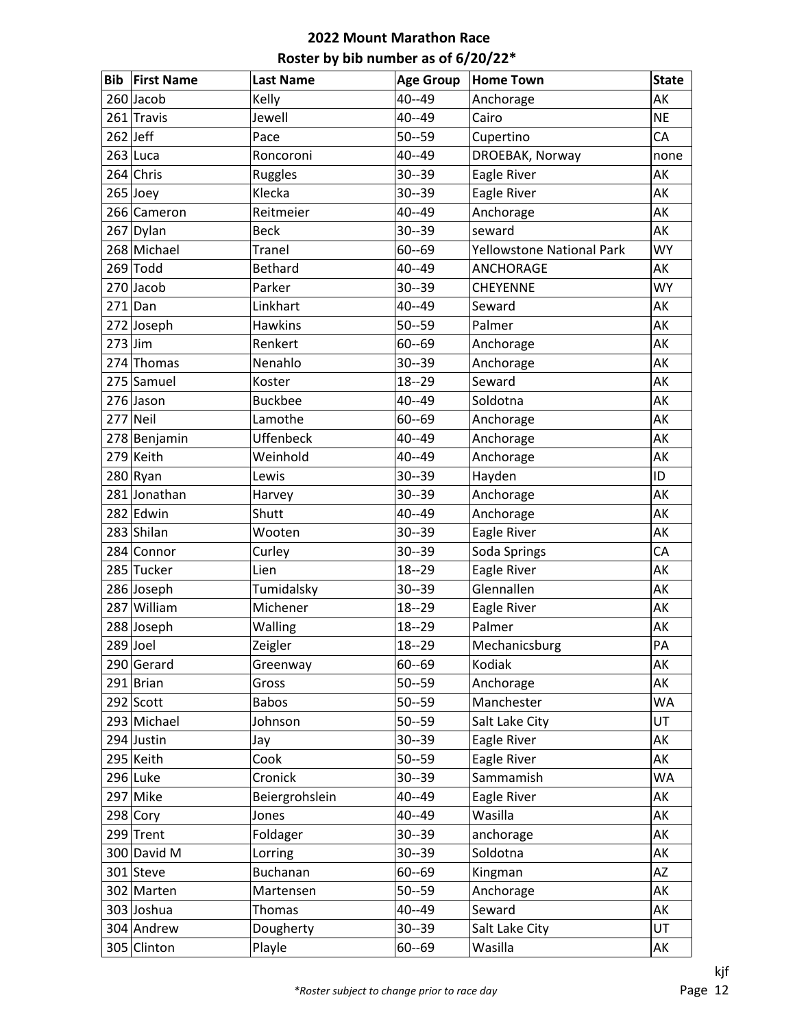# 2022 Mount Marathon Race

## Roster by bib number as of 6/20/22*

| Bib | First Name | Last Name | Age Group | Home Town | State |
|---|---|---|---|---|---|
| 260 | Jacob | Kelly | 40--49 | Anchorage | AK |
| 261 | Travis | Jewell | 40--49 | Cairo | NE |
| 262 | Jeff | Pace | 50--59 | Cupertino | CA |
| 263 | Luca | Roncoroni | 40--49 | DROEBAK, Norway | none |
| 264 | Chris | Ruggles | 30--39 | Eagle River | AK |
| 265 | Joey | Klecka | 30--39 | Eagle River | AK |
| 266 | Cameron | Reitmeier | 40--49 | Anchorage | AK |
| 267 | Dylan | Beck | 30--39 | seward | AK |
| 268 | Michael | Tranel | 60--69 | Yellowstone National Park | WY |
| 269 | Todd | Bethard | 40--49 | ANCHORAGE | AK |
| 270 | Jacob | Parker | 30--39 | CHEYENNE | WY |
| 271 | Dan | Linkhart | 40--49 | Seward | AK |
| 272 | Joseph | Hawkins | 50--59 | Palmer | AK |
| 273 | Jim | Renkert | 60--69 | Anchorage | AK |
| 274 | Thomas | Nenahlo | 30--39 | Anchorage | AK |
| 275 | Samuel | Koster | 18--29 | Seward | AK |
| 276 | Jason | Buckbee | 40--49 | Soldotna | AK |
| 277 | Neil | Lamothe | 60--69 | Anchorage | AK |
| 278 | Benjamin | Uffenbeck | 40--49 | Anchorage | AK |
| 279 | Keith | Weinhold | 40--49 | Anchorage | AK |
| 280 | Ryan | Lewis | 30--39 | Hayden | ID |
| 281 | Jonathan | Harvey | 30--39 | Anchorage | AK |
| 282 | Edwin | Shutt | 40--49 | Anchorage | AK |
| 283 | Shilan | Wooten | 30--39 | Eagle River | AK |
| 284 | Connor | Curley | 30--39 | Soda Springs | CA |
| 285 | Tucker | Lien | 18--29 | Eagle River | AK |
| 286 | Joseph | Tumidalsky | 30--39 | Glennallen | AK |
| 287 | William | Michener | 18--29 | Eagle River | AK |
| 288 | Joseph | Walling | 18--29 | Palmer | AK |
| 289 | Joel | Zeigler | 18--29 | Mechanicsburg | PA |
| 290 | Gerard | Greenway | 60--69 | Kodiak | AK |
| 291 | Brian | Gross | 50--59 | Anchorage | AK |
| 292 | Scott | Babos | 50--59 | Manchester | WA |
| 293 | Michael | Johnson | 50--59 | Salt Lake City | UT |
| 294 | Justin | Jay | 30--39 | Eagle River | AK |
| 295 | Keith | Cook | 50--59 | Eagle River | AK |
| 296 | Luke | Cronick | 30--39 | Sammamish | WA |
| 297 | Mike | Beiergrohslein | 40--49 | Eagle River | AK |
| 298 | Cory | Jones | 40--49 | Wasilla | AK |
| 299 | Trent | Foldager | 30--39 | anchorage | AK |
| 300 | David M | Lorring | 30--39 | Soldotna | AK |
| 301 | Steve | Buchanan | 60--69 | Kingman | AZ |
| 302 | Marten | Martensen | 50--59 | Anchorage | AK |
| 303 | Joshua | Thomas | 40--49 | Seward | AK |
| 304 | Andrew | Dougherty | 30--39 | Salt Lake City | UT |
| 305 | Clinton | Playle | 60--69 | Wasilla | AK |

kjf

*\*Roster subject to change prior to race day*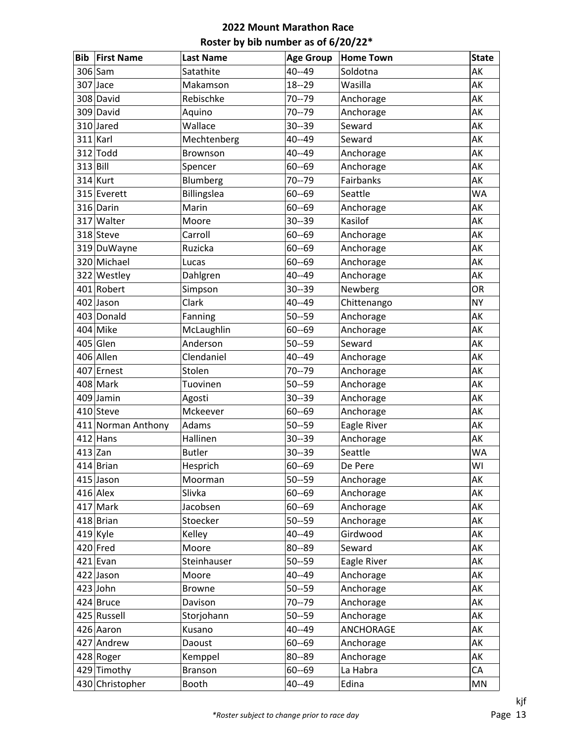**2022 Mount Marathon Race**

**Roster by bib number as of 6/20/22***

| Bib | First Name | Last Name | Age Group | Home Town | State |
|---|---|---|---|---|---|
| 306 | Sam | Satathite | 40--49 | Soldotna | AK |
| 307 | Jace | Makamson | 18--29 | Wasilla | AK |
| 308 | David | Rebischke | 70--79 | Anchorage | AK |
| 309 | David | Aquino | 70--79 | Anchorage | AK |
| 310 | Jared | Wallace | 30--39 | Seward | AK |
| 311 | Karl | Mechtenberg | 40--49 | Seward | AK |
| 312 | Todd | Brownson | 40--49 | Anchorage | AK |
| 313 | Bill | Spencer | 60--69 | Anchorage | AK |
| 314 | Kurt | Blumberg | 70--79 | Fairbanks | AK |
| 315 | Everett | Billingslea | 60--69 | Seattle | WA |
| 316 | Darin | Marin | 60--69 | Anchorage | AK |
| 317 | Walter | Moore | 30--39 | Kasilof | AK |
| 318 | Steve | Carroll | 60--69 | Anchorage | AK |
| 319 | DuWayne | Ruzicka | 60--69 | Anchorage | AK |
| 320 | Michael | Lucas | 60--69 | Anchorage | AK |
| 322 | Westley | Dahlgren | 40--49 | Anchorage | AK |
| 401 | Robert | Simpson | 30--39 | Newberg | OR |
| 402 | Jason | Clark | 40--49 | Chittenango | NY |
| 403 | Donald | Fanning | 50--59 | Anchorage | AK |
| 404 | Mike | McLaughlin | 60--69 | Anchorage | AK |
| 405 | Glen | Anderson | 50--59 | Seward | AK |
| 406 | Allen | Clendaniel | 40--49 | Anchorage | AK |
| 407 | Ernest | Stolen | 70--79 | Anchorage | AK |
| 408 | Mark | Tuovinen | 50--59 | Anchorage | AK |
| 409 | Jamin | Agosti | 30--39 | Anchorage | AK |
| 410 | Steve | Mckeever | 60--69 | Anchorage | AK |
| 411 | Norman Anthony | Adams | 50--59 | Eagle River | AK |
| 412 | Hans | Hallinen | 30--39 | Anchorage | AK |
| 413 | Zan | Butler | 30--39 | Seattle | WA |
| 414 | Brian | Hesprich | 60--69 | De Pere | WI |
| 415 | Jason | Moorman | 50--59 | Anchorage | AK |
| 416 | Alex | Slivka | 60--69 | Anchorage | AK |
| 417 | Mark | Jacobsen | 60--69 | Anchorage | AK |
| 418 | Brian | Stoecker | 50--59 | Anchorage | AK |
| 419 | Kyle | Kelley | 40--49 | Girdwood | AK |
| 420 | Fred | Moore | 80--89 | Seward | AK |
| 421 | Evan | Steinhauser | 50--59 | Eagle River | AK |
| 422 | Jason | Moore | 40--49 | Anchorage | AK |
| 423 | John | Browne | 50--59 | Anchorage | AK |
| 424 | Bruce | Davison | 70--79 | Anchorage | AK |
| 425 | Russell | Storjohann | 50--59 | Anchorage | AK |
| 426 | Aaron | Kusano | 40--49 | ANCHORAGE | AK |
| 427 | Andrew | Daoust | 60--69 | Anchorage | AK |
| 428 | Roger | Kemppel | 80--89 | Anchorage | AK |
| 429 | Timothy | Branson | 60--69 | La Habra | CA |
| 430 | Christopher | Booth | 40--49 | Edina | MN |

kjf

*\*Roster subject to change prior to race day*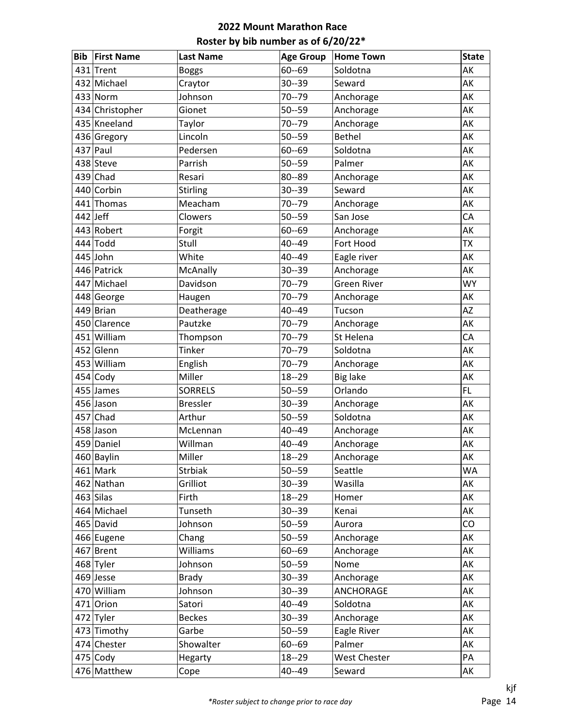# 2022 Mount Marathon Race
## Roster by bib number as of 6/20/22*

| Bib | First Name | Last Name | Age Group | Home Town | State |
|---|---|---|---|---|---|
| 431 | Trent | Boggs | 60--69 | Soldotna | AK |
| 432 | Michael | Craytor | 30--39 | Seward | AK |
| 433 | Norm | Johnson | 70--79 | Anchorage | AK |
| 434 | Christopher | Gionet | 50--59 | Anchorage | AK |
| 435 | Kneeland | Taylor | 70--79 | Anchorage | AK |
| 436 | Gregory | Lincoln | 50--59 | Bethel | AK |
| 437 | Paul | Pedersen | 60--69 | Soldotna | AK |
| 438 | Steve | Parrish | 50--59 | Palmer | AK |
| 439 | Chad | Resari | 80--89 | Anchorage | AK |
| 440 | Corbin | Stirling | 30--39 | Seward | AK |
| 441 | Thomas | Meacham | 70--79 | Anchorage | AK |
| 442 | Jeff | Clowers | 50--59 | San Jose | CA |
| 443 | Robert | Forgit | 60--69 | Anchorage | AK |
| 444 | Todd | Stull | 40--49 | Fort Hood | TX |
| 445 | John | White | 40--49 | Eagle river | AK |
| 446 | Patrick | McAnally | 30--39 | Anchorage | AK |
| 447 | Michael | Davidson | 70--79 | Green River | WY |
| 448 | George | Haugen | 70--79 | Anchorage | AK |
| 449 | Brian | Deatherage | 40--49 | Tucson | AZ |
| 450 | Clarence | Pautzke | 70--79 | Anchorage | AK |
| 451 | William | Thompson | 70--79 | St Helena | CA |
| 452 | Glenn | Tinker | 70--79 | Soldotna | AK |
| 453 | William | English | 70--79 | Anchorage | AK |
| 454 | Cody | Miller | 18--29 | Big lake | AK |
| 455 | James | SORRELS | 50--59 | Orlando | FL |
| 456 | Jason | Bressler | 30--39 | Anchorage | AK |
| 457 | Chad | Arthur | 50--59 | Soldotna | AK |
| 458 | Jason | McLennan | 40--49 | Anchorage | AK |
| 459 | Daniel | Willman | 40--49 | Anchorage | AK |
| 460 | Baylin | Miller | 18--29 | Anchorage | AK |
| 461 | Mark | Strbiak | 50--59 | Seattle | WA |
| 462 | Nathan | Grilliot | 30--39 | Wasilla | AK |
| 463 | Silas | Firth | 18--29 | Homer | AK |
| 464 | Michael | Tunseth | 30--39 | Kenai | AK |
| 465 | David | Johnson | 50--59 | Aurora | CO |
| 466 | Eugene | Chang | 50--59 | Anchorage | AK |
| 467 | Brent | Williams | 60--69 | Anchorage | AK |
| 468 | Tyler | Johnson | 50--59 | Nome | AK |
| 469 | Jesse | Brady | 30--39 | Anchorage | AK |
| 470 | William | Johnson | 30--39 | ANCHORAGE | AK |
| 471 | Orion | Satori | 40--49 | Soldotna | AK |
| 472 | Tyler | Beckes | 30--39 | Anchorage | AK |
| 473 | Timothy | Garbe | 50--59 | Eagle River | AK |
| 474 | Chester | Showalter | 60--69 | Palmer | AK |
| 475 | Cody | Hegarty | 18--29 | West Chester | PA |
| 476 | Matthew | Cope | 40--49 | Seward | AK |

*Roster subject to change prior to race day*

kjf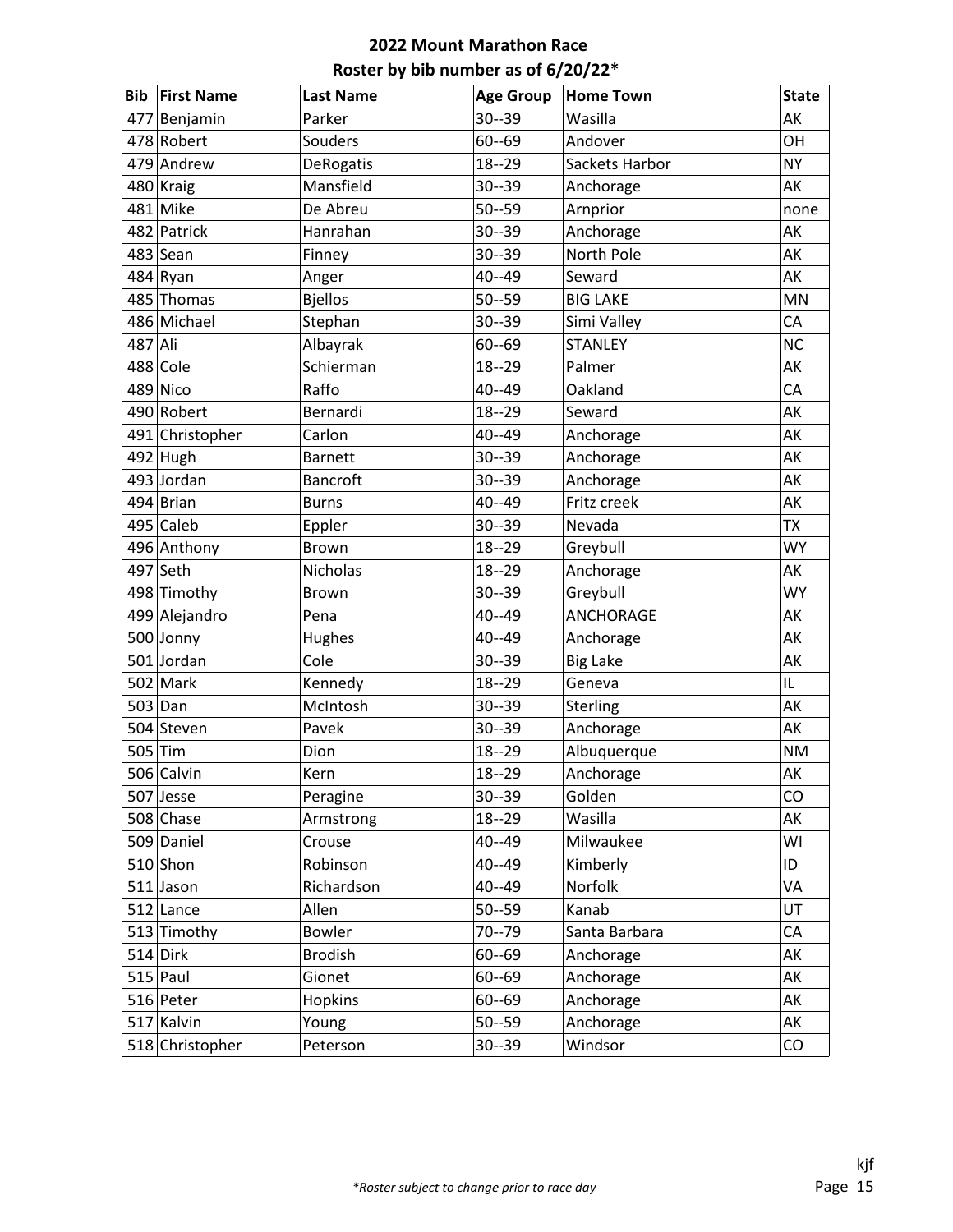# 2022 Mount Marathon Race
## Roster by bib number as of 6/20/22*

| Bib | First Name | Last Name | Age Group | Home Town | State |
|---|---|---|---|---|---|
| 477 | Benjamin | Parker | 30--39 | Wasilla | AK |
| 478 | Robert | Souders | 60--69 | Andover | OH |
| 479 | Andrew | DeRogatis | 18--29 | Sackets Harbor | NY |
| 480 | Kraig | Mansfield | 30--39 | Anchorage | AK |
| 481 | Mike | De Abreu | 50--59 | Arnprior | none |
| 482 | Patrick | Hanrahan | 30--39 | Anchorage | AK |
| 483 | Sean | Finney | 30--39 | North Pole | AK |
| 484 | Ryan | Anger | 40--49 | Seward | AK |
| 485 | Thomas | Bjellos | 50--59 | BIG LAKE | MN |
| 486 | Michael | Stephan | 30--39 | Simi Valley | CA |
| 487 | Ali | Albayrak | 60--69 | STANLEY | NC |
| 488 | Cole | Schierman | 18--29 | Palmer | AK |
| 489 | Nico | Raffo | 40--49 | Oakland | CA |
| 490 | Robert | Bernardi | 18--29 | Seward | AK |
| 491 | Christopher | Carlon | 40--49 | Anchorage | AK |
| 492 | Hugh | Barnett | 30--39 | Anchorage | AK |
| 493 | Jordan | Bancroft | 30--39 | Anchorage | AK |
| 494 | Brian | Burns | 40--49 | Fritz creek | AK |
| 495 | Caleb | Eppler | 30--39 | Nevada | TX |
| 496 | Anthony | Brown | 18--29 | Greybull | WY |
| 497 | Seth | Nicholas | 18--29 | Anchorage | AK |
| 498 | Timothy | Brown | 30--39 | Greybull | WY |
| 499 | Alejandro | Pena | 40--49 | ANCHORAGE | AK |
| 500 | Jonny | Hughes | 40--49 | Anchorage | AK |
| 501 | Jordan | Cole | 30--39 | Big Lake | AK |
| 502 | Mark | Kennedy | 18--29 | Geneva | IL |
| 503 | Dan | McIntosh | 30--39 | Sterling | AK |
| 504 | Steven | Pavek | 30--39 | Anchorage | AK |
| 505 | Tim | Dion | 18--29 | Albuquerque | NM |
| 506 | Calvin | Kern | 18--29 | Anchorage | AK |
| 507 | Jesse | Peragine | 30--39 | Golden | CO |
| 508 | Chase | Armstrong | 18--29 | Wasilla | AK |
| 509 | Daniel | Crouse | 40--49 | Milwaukee | WI |
| 510 | Shon | Robinson | 40--49 | Kimberly | ID |
| 511 | Jason | Richardson | 40--49 | Norfolk | VA |
| 512 | Lance | Allen | 50--59 | Kanab | UT |
| 513 | Timothy | Bowler | 70--79 | Santa Barbara | CA |
| 514 | Dirk | Brodish | 60--69 | Anchorage | AK |
| 515 | Paul | Gionet | 60--69 | Anchorage | AK |
| 516 | Peter | Hopkins | 60--69 | Anchorage | AK |
| 517 | Kalvin | Young | 50--59 | Anchorage | AK |
| 518 | Christopher | Peterson | 30--39 | Windsor | CO |

kjf

*Roster subject to change prior to race day*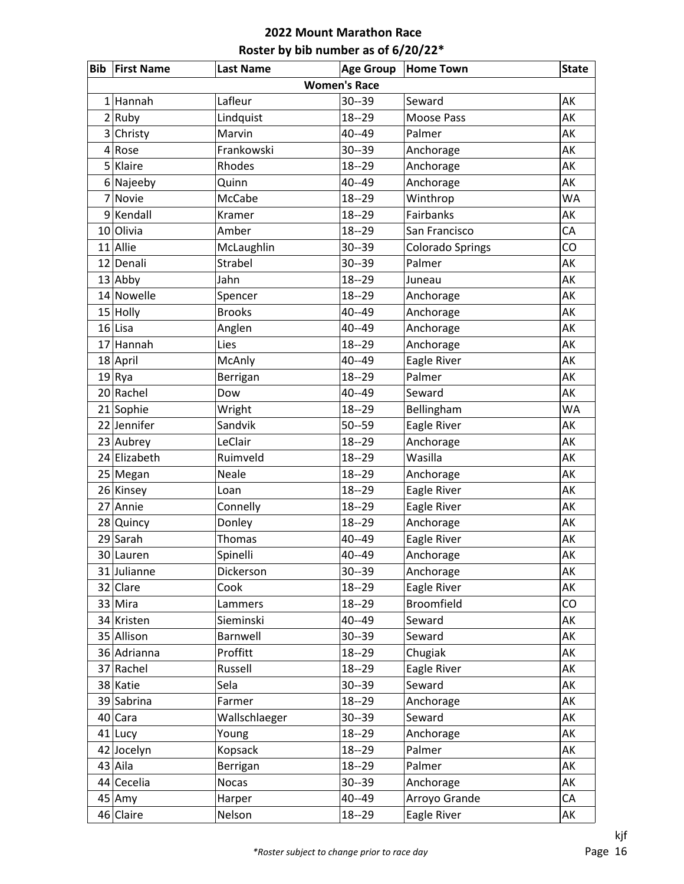# 2022 Mount Marathon Race

## Roster by bib number as of 6/20/22*

| Bib | First Name | Last Name | Age Group | Home Town | State |
|---|---|---|---|---|---|
| **Women's Race** | | | | | |
| 1 | Hannah | Lafleur | 30--39 | Seward | AK |
| 2 | Ruby | Lindquist | 18--29 | Moose Pass | AK |
| 3 | Christy | Marvin | 40--49 | Palmer | AK |
| 4 | Rose | Frankowski | 30--39 | Anchorage | AK |
| 5 | Klaire | Rhodes | 18--29 | Anchorage | AK |
| 6 | Najeeby | Quinn | 40--49 | Anchorage | AK |
| 7 | Novie | McCabe | 18--29 | Winthrop | WA |
| 9 | Kendall | Kramer | 18--29 | Fairbanks | AK |
| 10 | Olivia | Amber | 18--29 | San Francisco | CA |
| 11 | Allie | McLaughlin | 30--39 | Colorado Springs | CO |
| 12 | Denali | Strabel | 30--39 | Palmer | AK |
| 13 | Abby | Jahn | 18--29 | Juneau | AK |
| 14 | Nowelle | Spencer | 18--29 | Anchorage | AK |
| 15 | Holly | Brooks | 40--49 | Anchorage | AK |
| 16 | Lisa | Anglen | 40--49 | Anchorage | AK |
| 17 | Hannah | Lies | 18--29 | Anchorage | AK |
| 18 | April | McAnly | 40--49 | Eagle River | AK |
| 19 | Rya | Berrigan | 18--29 | Palmer | AK |
| 20 | Rachel | Dow | 40--49 | Seward | AK |
| 21 | Sophie | Wright | 18--29 | Bellingham | WA |
| 22 | Jennifer | Sandvik | 50--59 | Eagle River | AK |
| 23 | Aubrey | LeClair | 18--29 | Anchorage | AK |
| 24 | Elizabeth | Ruimveld | 18--29 | Wasilla | AK |
| 25 | Megan | Neale | 18--29 | Anchorage | AK |
| 26 | Kinsey | Loan | 18--29 | Eagle River | AK |
| 27 | Annie | Connelly | 18--29 | Eagle River | AK |
| 28 | Quincy | Donley | 18--29 | Anchorage | AK |
| 29 | Sarah | Thomas | 40--49 | Eagle River | AK |
| 30 | Lauren | Spinelli | 40--49 | Anchorage | AK |
| 31 | Julianne | Dickerson | 30--39 | Anchorage | AK |
| 32 | Clare | Cook | 18--29 | Eagle River | AK |
| 33 | Mira | Lammers | 18--29 | Broomfield | CO |
| 34 | Kristen | Sieminski | 40--49 | Seward | AK |
| 35 | Allison | Barnwell | 30--39 | Seward | AK |
| 36 | Adrianna | Proffitt | 18--29 | Chugiak | AK |
| 37 | Rachel | Russell | 18--29 | Eagle River | AK |
| 38 | Katie | Sela | 30--39 | Seward | AK |
| 39 | Sabrina | Farmer | 18--29 | Anchorage | AK |
| 40 | Cara | Wallschlaeger | 30--39 | Seward | AK |
| 41 | Lucy | Young | 18--29 | Anchorage | AK |
| 42 | Jocelyn | Kopsack | 18--29 | Palmer | AK |
| 43 | Aila | Berrigan | 18--29 | Palmer | AK |
| 44 | Cecelia | Nocas | 30--39 | Anchorage | AK |
| 45 | Amy | Harper | 40--49 | Arroyo Grande | CA |
| 46 | Claire | Nelson | 18--29 | Eagle River | AK |

*\*Roster subject to change prior to race day*

kjf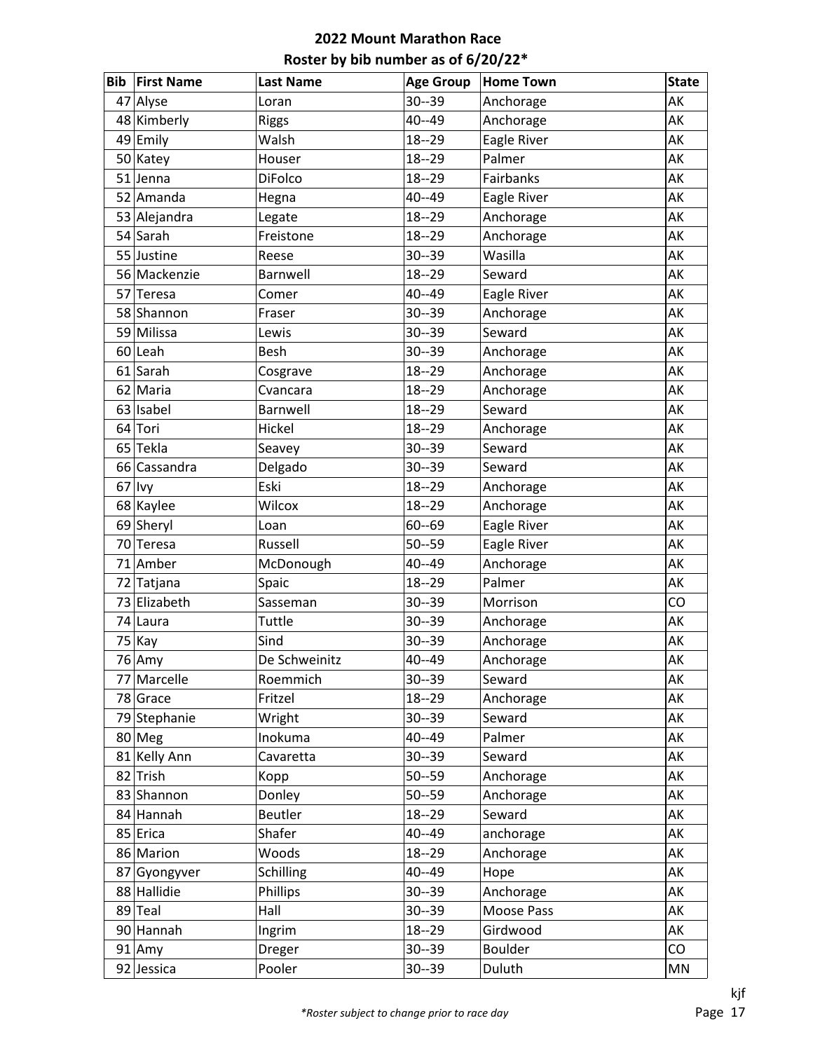# 2022 Mount Marathon Race

## Roster by bib number as of 6/20/22*

| Bib | First Name | Last Name | Age Group | Home Town | State |
|---|---|---|---|---|---|
| 47 | Alyse | Loran | 30--39 | Anchorage | AK |
| 48 | Kimberly | Riggs | 40--49 | Anchorage | AK |
| 49 | Emily | Walsh | 18--29 | Eagle River | AK |
| 50 | Katey | Houser | 18--29 | Palmer | AK |
| 51 | Jenna | DiFolco | 18--29 | Fairbanks | AK |
| 52 | Amanda | Hegna | 40--49 | Eagle River | AK |
| 53 | Alejandra | Legate | 18--29 | Anchorage | AK |
| 54 | Sarah | Freistone | 18--29 | Anchorage | AK |
| 55 | Justine | Reese | 30--39 | Wasilla | AK |
| 56 | Mackenzie | Barnwell | 18--29 | Seward | AK |
| 57 | Teresa | Comer | 40--49 | Eagle River | AK |
| 58 | Shannon | Fraser | 30--39 | Anchorage | AK |
| 59 | Milissa | Lewis | 30--39 | Seward | AK |
| 60 | Leah | Besh | 30--39 | Anchorage | AK |
| 61 | Sarah | Cosgrave | 18--29 | Anchorage | AK |
| 62 | Maria | Cvancara | 18--29 | Anchorage | AK |
| 63 | Isabel | Barnwell | 18--29 | Seward | AK |
| 64 | Tori | Hickel | 18--29 | Anchorage | AK |
| 65 | Tekla | Seavey | 30--39 | Seward | AK |
| 66 | Cassandra | Delgado | 30--39 | Seward | AK |
| 67 | Ivy | Eski | 18--29 | Anchorage | AK |
| 68 | Kaylee | Wilcox | 18--29 | Anchorage | AK |
| 69 | Sheryl | Loan | 60--69 | Eagle River | AK |
| 70 | Teresa | Russell | 50--59 | Eagle River | AK |
| 71 | Amber | McDonough | 40--49 | Anchorage | AK |
| 72 | Tatjana | Spaic | 18--29 | Palmer | AK |
| 73 | Elizabeth | Sasseman | 30--39 | Morrison | CO |
| 74 | Laura | Tuttle | 30--39 | Anchorage | AK |
| 75 | Kay | Sind | 30--39 | Anchorage | AK |
| 76 | Amy | De Schweinitz | 40--49 | Anchorage | AK |
| 77 | Marcelle | Roemmich | 30--39 | Seward | AK |
| 78 | Grace | Fritzel | 18--29 | Anchorage | AK |
| 79 | Stephanie | Wright | 30--39 | Seward | AK |
| 80 | Meg | Inokuma | 40--49 | Palmer | AK |
| 81 | Kelly Ann | Cavaretta | 30--39 | Seward | AK |
| 82 | Trish | Kopp | 50--59 | Anchorage | AK |
| 83 | Shannon | Donley | 50--59 | Anchorage | AK |
| 84 | Hannah | Beutler | 18--29 | Seward | AK |
| 85 | Erica | Shafer | 40--49 | anchorage | AK |
| 86 | Marion | Woods | 18--29 | Anchorage | AK |
| 87 | Gyongyver | Schilling | 40--49 | Hope | AK |
| 88 | Hallidie | Phillips | 30--39 | Anchorage | AK |
| 89 | Teal | Hall | 30--39 | Moose Pass | AK |
| 90 | Hannah | Ingrim | 18--29 | Girdwood | AK |
| 91 | Amy | Dreger | 30--39 | Boulder | CO |
| 92 | Jessica | Pooler | 30--39 | Duluth | MN |

*\*Roster subject to change prior to race day*

kjf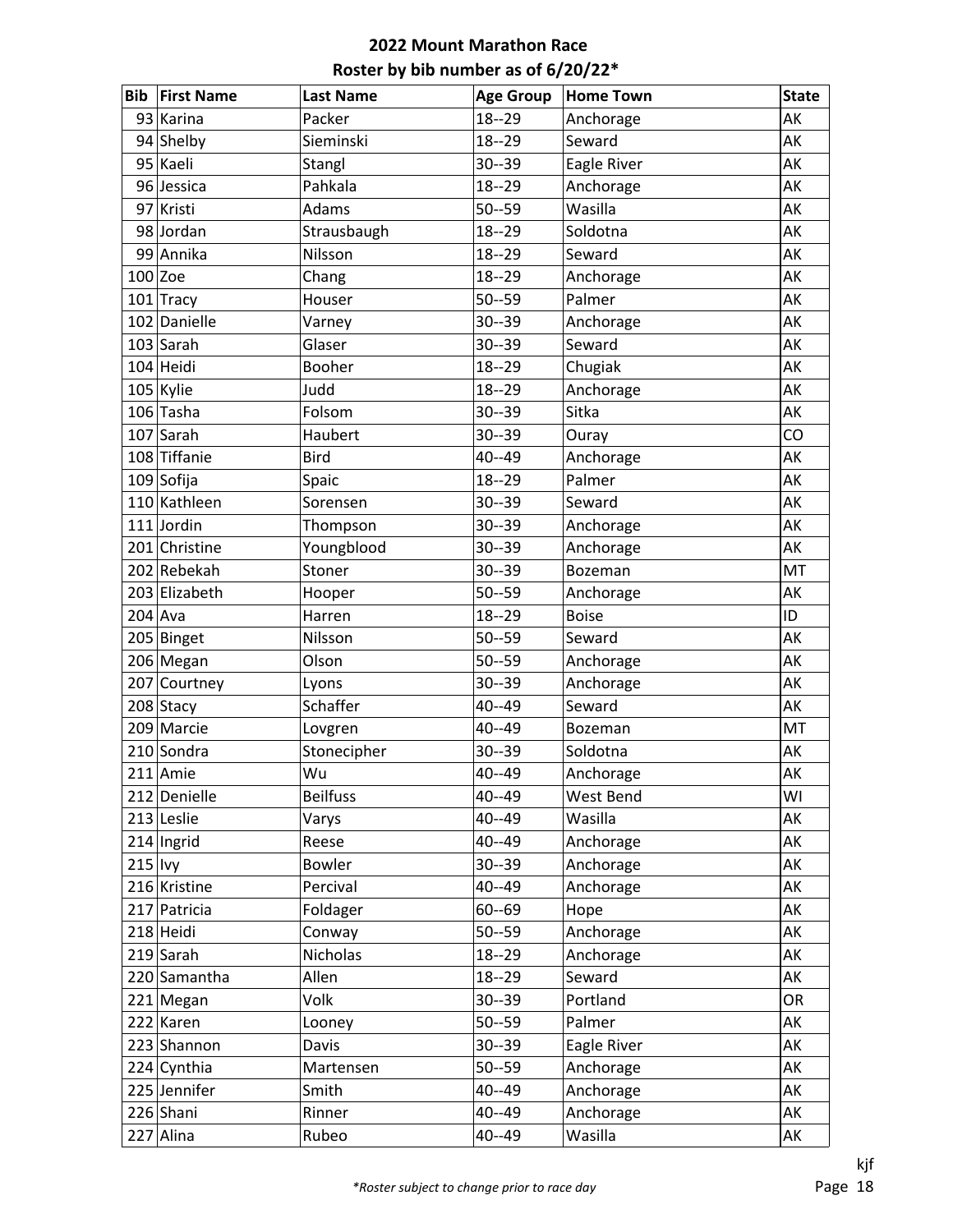# 2022 Mount Marathon Race

## Roster by bib number as of 6/20/22*

| Bib | First Name | Last Name | Age Group | Home Town | State |
|---|---|---|---|---|---|
| 93 | Karina | Packer | 18--29 | Anchorage | AK |
| 94 | Shelby | Sieminski | 18--29 | Seward | AK |
| 95 | Kaeli | Stangl | 30--39 | Eagle River | AK |
| 96 | Jessica | Pahkala | 18--29 | Anchorage | AK |
| 97 | Kristi | Adams | 50--59 | Wasilla | AK |
| 98 | Jordan | Strausbaugh | 18--29 | Soldotna | AK |
| 99 | Annika | Nilsson | 18--29 | Seward | AK |
| 100 | Zoe | Chang | 18--29 | Anchorage | AK |
| 101 | Tracy | Houser | 50--59 | Palmer | AK |
| 102 | Danielle | Varney | 30--39 | Anchorage | AK |
| 103 | Sarah | Glaser | 30--39 | Seward | AK |
| 104 | Heidi | Booher | 18--29 | Chugiak | AK |
| 105 | Kylie | Judd | 18--29 | Anchorage | AK |
| 106 | Tasha | Folsom | 30--39 | Sitka | AK |
| 107 | Sarah | Haubert | 30--39 | Ouray | CO |
| 108 | Tiffanie | Bird | 40--49 | Anchorage | AK |
| 109 | Sofija | Spaic | 18--29 | Palmer | AK |
| 110 | Kathleen | Sorensen | 30--39 | Seward | AK |
| 111 | Jordin | Thompson | 30--39 | Anchorage | AK |
| 201 | Christine | Youngblood | 30--39 | Anchorage | AK |
| 202 | Rebekah | Stoner | 30--39 | Bozeman | MT |
| 203 | Elizabeth | Hooper | 50--59 | Anchorage | AK |
| 204 | Ava | Harren | 18--29 | Boise | ID |
| 205 | Binget | Nilsson | 50--59 | Seward | AK |
| 206 | Megan | Olson | 50--59 | Anchorage | AK |
| 207 | Courtney | Lyons | 30--39 | Anchorage | AK |
| 208 | Stacy | Schaffer | 40--49 | Seward | AK |
| 209 | Marcie | Lovgren | 40--49 | Bozeman | MT |
| 210 | Sondra | Stonecipher | 30--39 | Soldotna | AK |
| 211 | Amie | Wu | 40--49 | Anchorage | AK |
| 212 | Denielle | Beilfuss | 40--49 | West Bend | WI |
| 213 | Leslie | Varys | 40--49 | Wasilla | AK |
| 214 | Ingrid | Reese | 40--49 | Anchorage | AK |
| 215 | Ivy | Bowler | 30--39 | Anchorage | AK |
| 216 | Kristine | Percival | 40--49 | Anchorage | AK |
| 217 | Patricia | Foldager | 60--69 | Hope | AK |
| 218 | Heidi | Conway | 50--59 | Anchorage | AK |
| 219 | Sarah | Nicholas | 18--29 | Anchorage | AK |
| 220 | Samantha | Allen | 18--29 | Seward | AK |
| 221 | Megan | Volk | 30--39 | Portland | OR |
| 222 | Karen | Looney | 50--59 | Palmer | AK |
| 223 | Shannon | Davis | 30--39 | Eagle River | AK |
| 224 | Cynthia | Martensen | 50--59 | Anchorage | AK |
| 225 | Jennifer | Smith | 40--49 | Anchorage | AK |
| 226 | Shani | Rinner | 40--49 | Anchorage | AK |
| 227 | Alina | Rubeo | 40--49 | Wasilla | AK |

*Roster subject to change prior to race day*

kjf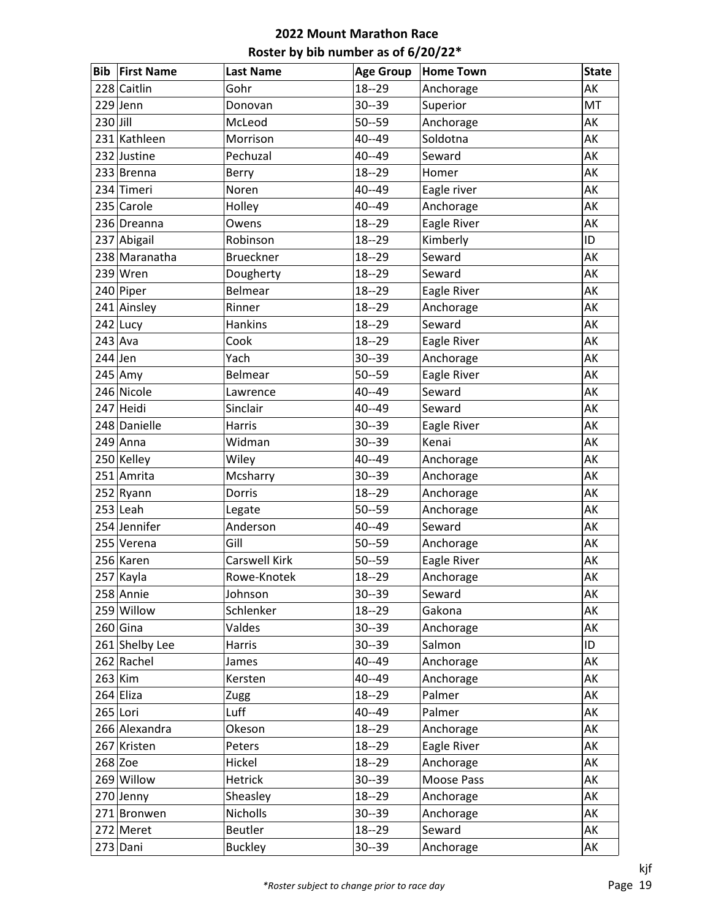# 2022 Mount Marathon Race
## Roster by bib number as of 6/20/22*

| Bib | First Name | Last Name | Age Group | Home Town | State |
|---|---|---|---|---|---|
| 228 | Caitlin | Gohr | 18--29 | Anchorage | AK |
| 229 | Jenn | Donovan | 30--39 | Superior | MT |
| 230 | Jill | McLeod | 50--59 | Anchorage | AK |
| 231 | Kathleen | Morrison | 40--49 | Soldotna | AK |
| 232 | Justine | Pechuzal | 40--49 | Seward | AK |
| 233 | Brenna | Berry | 18--29 | Homer | AK |
| 234 | Timeri | Noren | 40--49 | Eagle river | AK |
| 235 | Carole | Holley | 40--49 | Anchorage | AK |
| 236 | Dreanna | Owens | 18--29 | Eagle River | AK |
| 237 | Abigail | Robinson | 18--29 | Kimberly | ID |
| 238 | Maranatha | Brueckner | 18--29 | Seward | AK |
| 239 | Wren | Dougherty | 18--29 | Seward | AK |
| 240 | Piper | Belmear | 18--29 | Eagle River | AK |
| 241 | Ainsley | Rinner | 18--29 | Anchorage | AK |
| 242 | Lucy | Hankins | 18--29 | Seward | AK |
| 243 | Ava | Cook | 18--29 | Eagle River | AK |
| 244 | Jen | Yach | 30--39 | Anchorage | AK |
| 245 | Amy | Belmear | 50--59 | Eagle River | AK |
| 246 | Nicole | Lawrence | 40--49 | Seward | AK |
| 247 | Heidi | Sinclair | 40--49 | Seward | AK |
| 248 | Danielle | Harris | 30--39 | Eagle River | AK |
| 249 | Anna | Widman | 30--39 | Kenai | AK |
| 250 | Kelley | Wiley | 40--49 | Anchorage | AK |
| 251 | Amrita | Mcsharry | 30--39 | Anchorage | AK |
| 252 | Ryann | Dorris | 18--29 | Anchorage | AK |
| 253 | Leah | Legate | 50--59 | Anchorage | AK |
| 254 | Jennifer | Anderson | 40--49 | Seward | AK |
| 255 | Verena | Gill | 50--59 | Anchorage | AK |
| 256 | Karen | Carswell Kirk | 50--59 | Eagle River | AK |
| 257 | Kayla | Rowe-Knotek | 18--29 | Anchorage | AK |
| 258 | Annie | Johnson | 30--39 | Seward | AK |
| 259 | Willow | Schlenker | 18--29 | Gakona | AK |
| 260 | Gina | Valdes | 30--39 | Anchorage | AK |
| 261 | Shelby Lee | Harris | 30--39 | Salmon | ID |
| 262 | Rachel | James | 40--49 | Anchorage | AK |
| 263 | Kim | Kersten | 40--49 | Anchorage | AK |
| 264 | Eliza | Zugg | 18--29 | Palmer | AK |
| 265 | Lori | Luff | 40--49 | Palmer | AK |
| 266 | Alexandra | Okeson | 18--29 | Anchorage | AK |
| 267 | Kristen | Peters | 18--29 | Eagle River | AK |
| 268 | Zoe | Hickel | 18--29 | Anchorage | AK |
| 269 | Willow | Hetrick | 30--39 | Moose Pass | AK |
| 270 | Jenny | Sheasley | 18--29 | Anchorage | AK |
| 271 | Bronwen | Nicholls | 30--39 | Anchorage | AK |
| 272 | Meret | Beutler | 18--29 | Seward | AK |
| 273 | Dani | Buckley | 30--39 | Anchorage | AK |

*\*Roster subject to change prior to race day*

kjf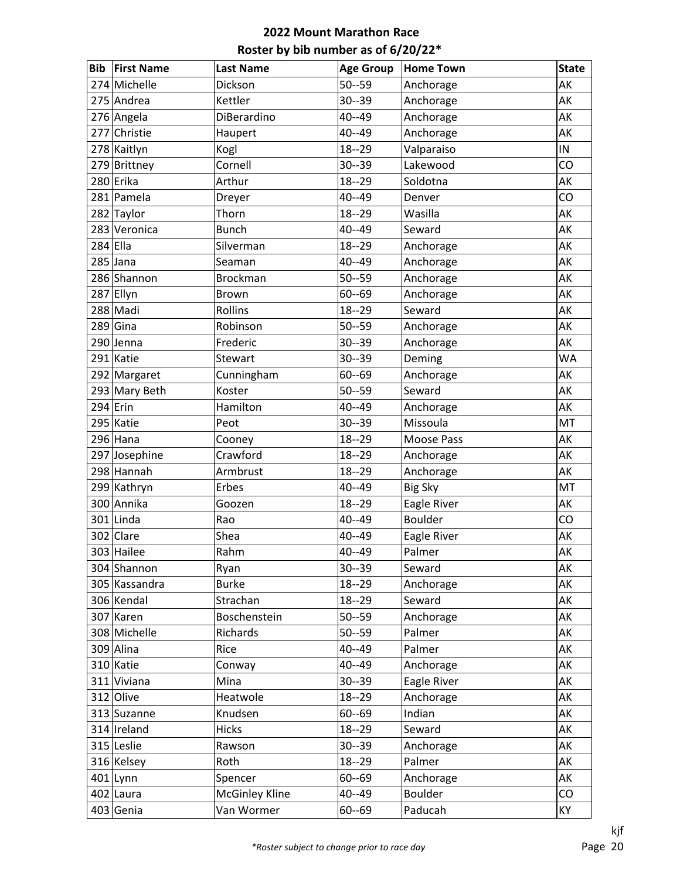# 2022 Mount Marathon Race

## Roster by bib number as of 6/20/22*

| Bib | First Name | Last Name | Age Group | Home Town | State |
|---|---|---|---|---|---|
| 274 | Michelle | Dickson | 50--59 | Anchorage | AK |
| 275 | Andrea | Kettler | 30--39 | Anchorage | AK |
| 276 | Angela | DiBerardino | 40--49 | Anchorage | AK |
| 277 | Christie | Haupert | 40--49 | Anchorage | AK |
| 278 | Kaitlyn | Kogl | 18--29 | Valparaiso | IN |
| 279 | Brittney | Cornell | 30--39 | Lakewood | CO |
| 280 | Erika | Arthur | 18--29 | Soldotna | AK |
| 281 | Pamela | Dreyer | 40--49 | Denver | CO |
| 282 | Taylor | Thorn | 18--29 | Wasilla | AK |
| 283 | Veronica | Bunch | 40--49 | Seward | AK |
| 284 | Ella | Silverman | 18--29 | Anchorage | AK |
| 285 | Jana | Seaman | 40--49 | Anchorage | AK |
| 286 | Shannon | Brockman | 50--59 | Anchorage | AK |
| 287 | Ellyn | Brown | 60--69 | Anchorage | AK |
| 288 | Madi | Rollins | 18--29 | Seward | AK |
| 289 | Gina | Robinson | 50--59 | Anchorage | AK |
| 290 | Jenna | Frederic | 30--39 | Anchorage | AK |
| 291 | Katie | Stewart | 30--39 | Deming | WA |
| 292 | Margaret | Cunningham | 60--69 | Anchorage | AK |
| 293 | Mary Beth | Koster | 50--59 | Seward | AK |
| 294 | Erin | Hamilton | 40--49 | Anchorage | AK |
| 295 | Katie | Peot | 30--39 | Missoula | MT |
| 296 | Hana | Cooney | 18--29 | Moose Pass | AK |
| 297 | Josephine | Crawford | 18--29 | Anchorage | AK |
| 298 | Hannah | Armbrust | 18--29 | Anchorage | AK |
| 299 | Kathryn | Erbes | 40--49 | Big Sky | MT |
| 300 | Annika | Goozen | 18--29 | Eagle River | AK |
| 301 | Linda | Rao | 40--49 | Boulder | CO |
| 302 | Clare | Shea | 40--49 | Eagle River | AK |
| 303 | Hailee | Rahm | 40--49 | Palmer | AK |
| 304 | Shannon | Ryan | 30--39 | Seward | AK |
| 305 | Kassandra | Burke | 18--29 | Anchorage | AK |
| 306 | Kendal | Strachan | 18--29 | Seward | AK |
| 307 | Karen | Boschenstein | 50--59 | Anchorage | AK |
| 308 | Michelle | Richards | 50--59 | Palmer | AK |
| 309 | Alina | Rice | 40--49 | Palmer | AK |
| 310 | Katie | Conway | 40--49 | Anchorage | AK |
| 311 | Viviana | Mina | 30--39 | Eagle River | AK |
| 312 | Olive | Heatwole | 18--29 | Anchorage | AK |
| 313 | Suzanne | Knudsen | 60--69 | Indian | AK |
| 314 | Ireland | Hicks | 18--29 | Seward | AK |
| 315 | Leslie | Rawson | 30--39 | Anchorage | AK |
| 316 | Kelsey | Roth | 18--29 | Palmer | AK |
| 401 | Lynn | Spencer | 60--69 | Anchorage | AK |
| 402 | Laura | McGinley Kline | 40--49 | Boulder | CO |
| 403 | Genia | Van Wormer | 60--69 | Paducah | KY |

*\*Roster subject to change prior to race day*

kjf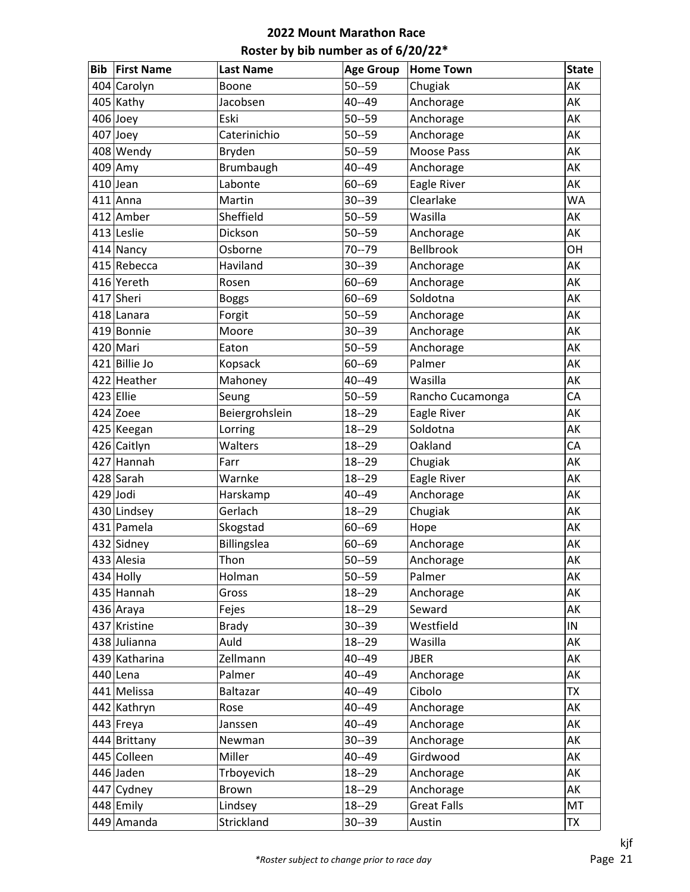**2022 Mount Marathon Race**

**Roster by bib number as of 6/20/22***

| Bib | First Name | Last Name | Age Group | Home Town | State |
|---|---|---|---|---|---|
| 404 | Carolyn | Boone | 50--59 | Chugiak | AK |
| 405 | Kathy | Jacobsen | 40--49 | Anchorage | AK |
| 406 | Joey | Eski | 50--59 | Anchorage | AK |
| 407 | Joey | Caterinichio | 50--59 | Anchorage | AK |
| 408 | Wendy | Bryden | 50--59 | Moose Pass | AK |
| 409 | Amy | Brumbaugh | 40--49 | Anchorage | AK |
| 410 | Jean | Labonte | 60--69 | Eagle River | AK |
| 411 | Anna | Martin | 30--39 | Clearlake | WA |
| 412 | Amber | Sheffield | 50--59 | Wasilla | AK |
| 413 | Leslie | Dickson | 50--59 | Anchorage | AK |
| 414 | Nancy | Osborne | 70--79 | Bellbrook | OH |
| 415 | Rebecca | Haviland | 30--39 | Anchorage | AK |
| 416 | Yereth | Rosen | 60--69 | Anchorage | AK |
| 417 | Sheri | Boggs | 60--69 | Soldotna | AK |
| 418 | Lanara | Forgit | 50--59 | Anchorage | AK |
| 419 | Bonnie | Moore | 30--39 | Anchorage | AK |
| 420 | Mari | Eaton | 50--59 | Anchorage | AK |
| 421 | Billie Jo | Kopsack | 60--69 | Palmer | AK |
| 422 | Heather | Mahoney | 40--49 | Wasilla | AK |
| 423 | Ellie | Seung | 50--59 | Rancho Cucamonga | CA |
| 424 | Zoee | Beiergrohslein | 18--29 | Eagle River | AK |
| 425 | Keegan | Lorring | 18--29 | Soldotna | AK |
| 426 | Caitlyn | Walters | 18--29 | Oakland | CA |
| 427 | Hannah | Farr | 18--29 | Chugiak | AK |
| 428 | Sarah | Warnke | 18--29 | Eagle River | AK |
| 429 | Jodi | Harskamp | 40--49 | Anchorage | AK |
| 430 | Lindsey | Gerlach | 18--29 | Chugiak | AK |
| 431 | Pamela | Skogstad | 60--69 | Hope | AK |
| 432 | Sidney | Billingslea | 60--69 | Anchorage | AK |
| 433 | Alesia | Thon | 50--59 | Anchorage | AK |
| 434 | Holly | Holman | 50--59 | Palmer | AK |
| 435 | Hannah | Gross | 18--29 | Anchorage | AK |
| 436 | Araya | Fejes | 18--29 | Seward | AK |
| 437 | Kristine | Brady | 30--39 | Westfield | IN |
| 438 | Julianna | Auld | 18--29 | Wasilla | AK |
| 439 | Katharina | Zellmann | 40--49 | JBER | AK |
| 440 | Lena | Palmer | 40--49 | Anchorage | AK |
| 441 | Melissa | Baltazar | 40--49 | Cibolo | TX |
| 442 | Kathryn | Rose | 40--49 | Anchorage | AK |
| 443 | Freya | Janssen | 40--49 | Anchorage | AK |
| 444 | Brittany | Newman | 30--39 | Anchorage | AK |
| 445 | Colleen | Miller | 40--49 | Girdwood | AK |
| 446 | Jaden | Trboyevich | 18--29 | Anchorage | AK |
| 447 | Cydney | Brown | 18--29 | Anchorage | AK |
| 448 | Emily | Lindsey | 18--29 | Great Falls | MT |
| 449 | Amanda | Strickland | 30--39 | Austin | TX |

kjf

*\*Roster subject to change prior to race day*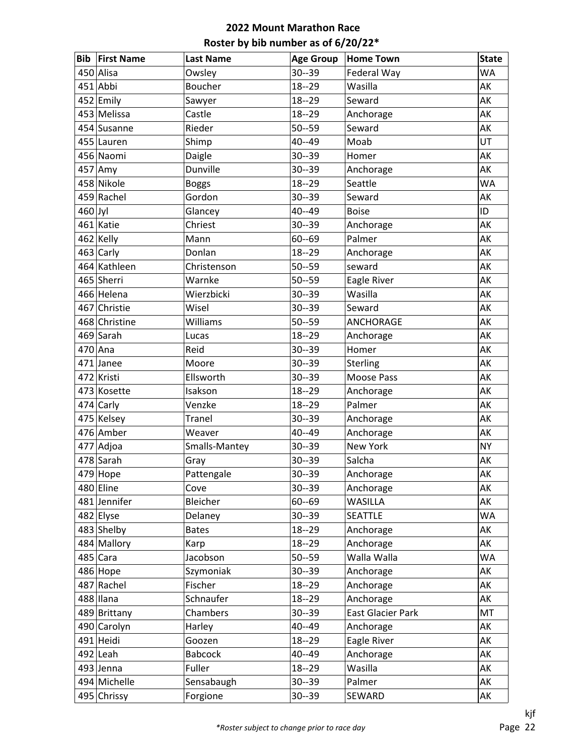# 2022 Mount Marathon Race

## Roster by bib number as of 6/20/22*

| Bib | First Name | Last Name | Age Group | Home Town | State |
|---|---|---|---|---|---|
| 450 | Alisa | Owsley | 30--39 | Federal Way | WA |
| 451 | Abbi | Boucher | 18--29 | Wasilla | AK |
| 452 | Emily | Sawyer | 18--29 | Seward | AK |
| 453 | Melissa | Castle | 18--29 | Anchorage | AK |
| 454 | Susanne | Rieder | 50--59 | Seward | AK |
| 455 | Lauren | Shimp | 40--49 | Moab | UT |
| 456 | Naomi | Daigle | 30--39 | Homer | AK |
| 457 | Amy | Dunville | 30--39 | Anchorage | AK |
| 458 | Nikole | Boggs | 18--29 | Seattle | WA |
| 459 | Rachel | Gordon | 30--39 | Seward | AK |
| 460 | Jyl | Glancey | 40--49 | Boise | ID |
| 461 | Katie | Chriest | 30--39 | Anchorage | AK |
| 462 | Kelly | Mann | 60--69 | Palmer | AK |
| 463 | Carly | Donlan | 18--29 | Anchorage | AK |
| 464 | Kathleen | Christenson | 50--59 | seward | AK |
| 465 | Sherri | Warnke | 50--59 | Eagle River | AK |
| 466 | Helena | Wierzbicki | 30--39 | Wasilla | AK |
| 467 | Christie | Wisel | 30--39 | Seward | AK |
| 468 | Christine | Williams | 50--59 | ANCHORAGE | AK |
| 469 | Sarah | Lucas | 18--29 | Anchorage | AK |
| 470 | Ana | Reid | 30--39 | Homer | AK |
| 471 | Janee | Moore | 30--39 | Sterling | AK |
| 472 | Kristi | Ellsworth | 30--39 | Moose Pass | AK |
| 473 | Kosette | Isakson | 18--29 | Anchorage | AK |
| 474 | Carly | Venzke | 18--29 | Palmer | AK |
| 475 | Kelsey | Tranel | 30--39 | Anchorage | AK |
| 476 | Amber | Weaver | 40--49 | Anchorage | AK |
| 477 | Adjoa | Smalls-Mantey | 30--39 | New York | NY |
| 478 | Sarah | Gray | 30--39 | Salcha | AK |
| 479 | Hope | Pattengale | 30--39 | Anchorage | AK |
| 480 | Eline | Cove | 30--39 | Anchorage | AK |
| 481 | Jennifer | Bleicher | 60--69 | WASILLA | AK |
| 482 | Elyse | Delaney | 30--39 | SEATTLE | WA |
| 483 | Shelby | Bates | 18--29 | Anchorage | AK |
| 484 | Mallory | Karp | 18--29 | Anchorage | AK |
| 485 | Cara | Jacobson | 50--59 | Walla Walla | WA |
| 486 | Hope | Szymoniak | 30--39 | Anchorage | AK |
| 487 | Rachel | Fischer | 18--29 | Anchorage | AK |
| 488 | Ilana | Schnaufer | 18--29 | Anchorage | AK |
| 489 | Brittany | Chambers | 30--39 | East Glacier Park | MT |
| 490 | Carolyn | Harley | 40--49 | Anchorage | AK |
| 491 | Heidi | Goozen | 18--29 | Eagle River | AK |
| 492 | Leah | Babcock | 40--49 | Anchorage | AK |
| 493 | Jenna | Fuller | 18--29 | Wasilla | AK |
| 494 | Michelle | Sensabaugh | 30--39 | Palmer | AK |
| 495 | Chrissy | Forgione | 30--39 | SEWARD | AK |

*Roster subject to change prior to race day*

kjf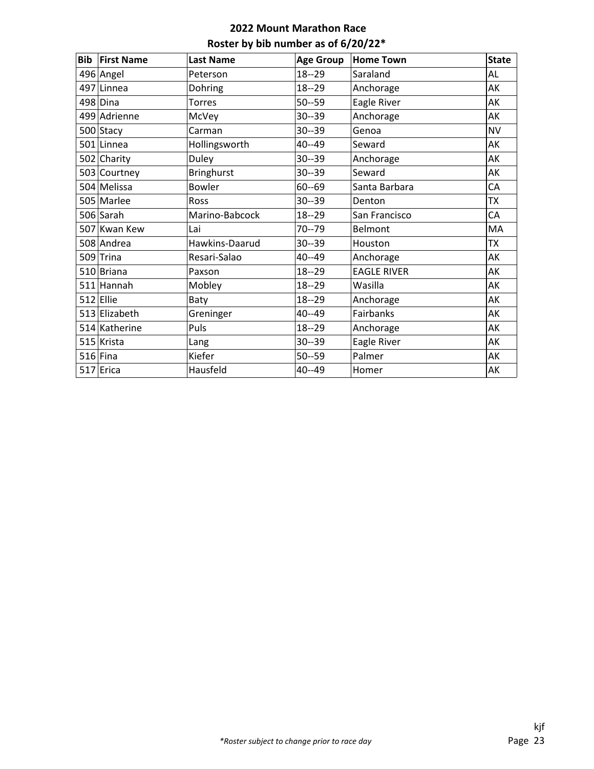**2022 Mount Marathon Race**

**Roster by bib number as of 6/20/22***

| Bib | First Name | Last Name | Age Group | Home Town | State |
|---|---|---|---|---|---|
| 496 | Angel | Peterson | 18--29 | Saraland | AL |
| 497 | Linnea | Dohring | 18--29 | Anchorage | AK |
| 498 | Dina | Torres | 50--59 | Eagle River | AK |
| 499 | Adrienne | McVey | 30--39 | Anchorage | AK |
| 500 | Stacy | Carman | 30--39 | Genoa | NV |
| 501 | Linnea | Hollingsworth | 40--49 | Seward | AK |
| 502 | Charity | Duley | 30--39 | Anchorage | AK |
| 503 | Courtney | Bringhurst | 30--39 | Seward | AK |
| 504 | Melissa | Bowler | 60--69 | Santa Barbara | CA |
| 505 | Marlee | Ross | 30--39 | Denton | TX |
| 506 | Sarah | Marino-Babcock | 18--29 | San Francisco | CA |
| 507 | Kwan Kew | Lai | 70--79 | Belmont | MA |
| 508 | Andrea | Hawkins-Daarud | 30--39 | Houston | TX |
| 509 | Trina | Resari-Salao | 40--49 | Anchorage | AK |
| 510 | Briana | Paxson | 18--29 | EAGLE RIVER | AK |
| 511 | Hannah | Mobley | 18--29 | Wasilla | AK |
| 512 | Ellie | Baty | 18--29 | Anchorage | AK |
| 513 | Elizabeth | Greninger | 40--49 | Fairbanks | AK |
| 514 | Katherine | Puls | 18--29 | Anchorage | AK |
| 515 | Krista | Lang | 30--39 | Eagle River | AK |
| 516 | Fina | Kiefer | 50--59 | Palmer | AK |
| 517 | Erica | Hausfeld | 40--49 | Homer | AK |

*\*Roster subject to change prior to race day*

kjf